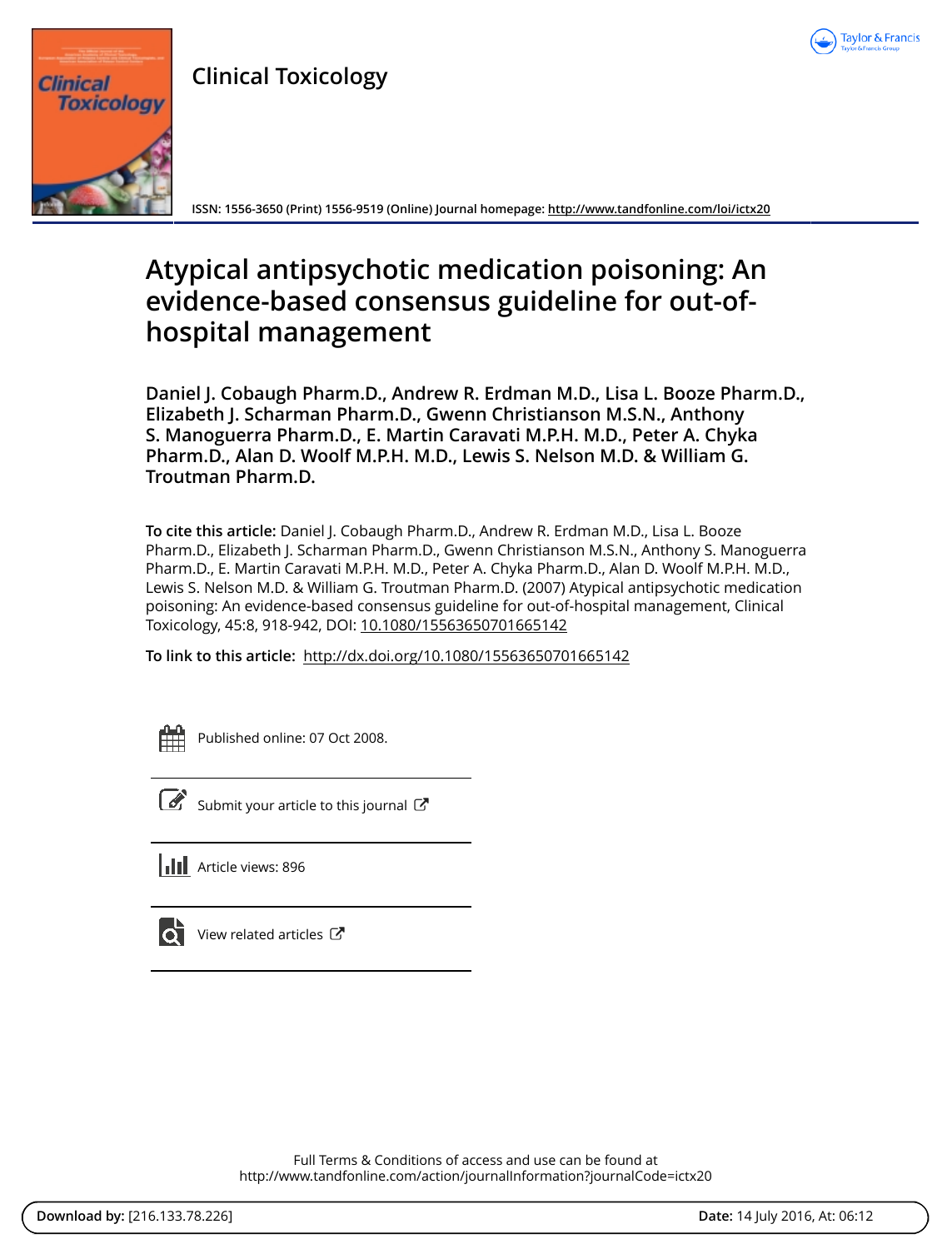Clinical Toxicology

ISSN: 1556-3650 (Print) 1556-9519 (Online) Journal homepage: http://www.tandfonline.com/loi/ictx20

# Atypical antipsychotic medication poisoning: An evidence-based consensus guideline for out-of-hospital management

**Daniel J. Cobaugh Pharm.D., Andrew R. Erdman M.D., Lisa L. Booze Pharm.D., Elizabeth J. Scharman Pharm.D., Gwenn Christianson M.S.N., Anthony S. Manoguerra Pharm.D., E. Martin Caravati M.P.H. M.D., Peter A. Chyka Pharm.D., Alan D. Woolf M.P.H. M.D., Lewis S. Nelson M.D. & William G. Troutman Pharm.D.**

**To cite this article:** Daniel J. Cobaugh Pharm.D., Andrew R. Erdman M.D., Lisa L. Booze Pharm.D., Elizabeth J. Scharman Pharm.D., Gwenn Christianson M.S.N., Anthony S. Manoguerra Pharm.D., E. Martin Caravati M.P.H. M.D., Peter A. Chyka Pharm.D., Alan D. Woolf M.P.H. M.D., Lewis S. Nelson M.D. & William G. Troutman Pharm.D. (2007) Atypical antipsychotic medication poisoning: An evidence-based consensus guideline for out-of-hospital management, Clinical Toxicology, 45:8, 918-942, DOI: 10.1080/15563650701665142

**To link to this article:** http://dx.doi.org/10.1080/15563650701665142

Published online: 07 Oct 2008.

Submit your article to this journal

Article views: 896

View related articles

Full Terms & Conditions of access and use can be found at
http://www.tandfonline.com/action/journalInformation?journalCode=ictx20

**Download by:** [216.133.78.226] **Date:** 14 July 2016, At: 06:12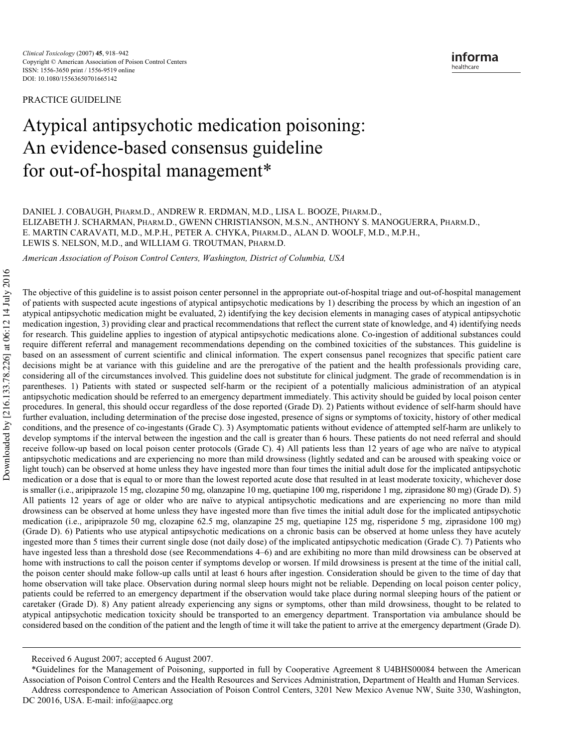PRACTICE GUIDELINE

# Atypical antipsychotic medication poisoning: An evidence-based consensus guideline for out-of-hospital management*

DANIEL J. COBAUGH, PHARM.D., ANDREW R. ERDMAN, M.D., LISA L. BOOZE, PHARM.D., ELIZABETH J. SCHARMAN, PHARM.D., GWENN CHRISTIANSON, M.S.N., ANTHONY S. MANOGUERRA, PHARM.D., E. MARTIN CARAVATI, M.D., M.P.H., PETER A. CHYKA, PHARM.D., ALAN D. WOOLF, M.D., M.P.H., LEWIS S. NELSON, M.D., and WILLIAM G. TROUTMAN, PHARM.D.

*American Association of Poison Control Centers, Washington, District of Columbia, USA*

The objective of this guideline is to assist poison center personnel in the appropriate out-of-hospital triage and out-of-hospital management of patients with suspected acute ingestions of atypical antipsychotic medications by 1) describing the process by which an ingestion of an atypical antipsychotic medication might be evaluated, 2) identifying the key decision elements in managing cases of atypical antipsychotic medication ingestion, 3) providing clear and practical recommendations that reflect the current state of knowledge, and 4) identifying needs for research. This guideline applies to ingestion of atypical antipsychotic medications alone. Co-ingestion of additional substances could require different referral and management recommendations depending on the combined toxicities of the substances. This guideline is based on an assessment of current scientific and clinical information. The expert consensus panel recognizes that specific patient care decisions might be at variance with this guideline and are the prerogative of the patient and the health professionals providing care, considering all of the circumstances involved. This guideline does not substitute for clinical judgment. The grade of recommendation is in parentheses. 1) Patients with stated or suspected self-harm or the recipient of a potentially malicious administration of an atypical antipsychotic medication should be referred to an emergency department immediately. This activity should be guided by local poison center procedures. In general, this should occur regardless of the dose reported (Grade D). 2) Patients without evidence of self-harm should have further evaluation, including determination of the precise dose ingested, presence of signs or symptoms of toxicity, history of other medical conditions, and the presence of co-ingestants (Grade C). 3) Asymptomatic patients without evidence of attempted self-harm are unlikely to develop symptoms if the interval between the ingestion and the call is greater than 6 hours. These patients do not need referral and should receive follow-up based on local poison center protocols (Grade C). 4) All patients less than 12 years of age who are naïve to atypical antipsychotic medications and are experiencing no more than mild drowsiness (lightly sedated and can be aroused with speaking voice or light touch) can be observed at home unless they have ingested more than four times the initial adult dose for the implicated antipsychotic medication or a dose that is equal to or more than the lowest reported acute dose that resulted in at least moderate toxicity, whichever dose is smaller (i.e., aripiprazole 15 mg, clozapine 50 mg, olanzapine 10 mg, quetiapine 100 mg, risperidone 1 mg, ziprasidone 80 mg) (Grade D). 5) All patients 12 years of age or older who are naïve to atypical antipsychotic medications and are experiencing no more than mild drowsiness can be observed at home unless they have ingested more than five times the initial adult dose for the implicated antipsychotic medication (i.e., aripiprazole 50 mg, clozapine 62.5 mg, olanzapine 25 mg, quetiapine 125 mg, risperidone 5 mg, ziprasidone 100 mg) (Grade D). 6) Patients who use atypical antipsychotic medications on a chronic basis can be observed at home unless they have acutely ingested more than 5 times their current single dose (not daily dose) of the implicated antipsychotic medication (Grade C). 7) Patients who have ingested less than a threshold dose (see Recommendations 4–6) and are exhibiting no more than mild drowsiness can be observed at home with instructions to call the poison center if symptoms develop or worsen. If mild drowsiness is present at the time of the initial call, the poison center should make follow-up calls until at least 6 hours after ingestion. Consideration should be given to the time of day that home observation will take place. Observation during normal sleep hours might not be reliable. Depending on local poison center policy, patients could be referred to an emergency department if the observation would take place during normal sleeping hours of the patient or caretaker (Grade D). 8) Any patient already experiencing any signs or symptoms, other than mild drowsiness, thought to be related to atypical antipsychotic medication toxicity should be transported to an emergency department. Transportation via ambulance should be considered based on the condition of the patient and the length of time it will take the patient to arrive at the emergency department (Grade D).

---

Received 6 August 2007; accepted 6 August 2007.

*Guidelines for the Management of Poisoning, supported in full by Cooperative Agreement 8 U4BHS00084 between the American Association of Poison Control Centers and the Health Resources and Services Administration, Department of Health and Human Services.

Address correspondence to American Association of Poison Control Centers, 3201 New Mexico Avenue NW, Suite 330, Washington, DC 20016, USA. E-mail: info@aapcc.org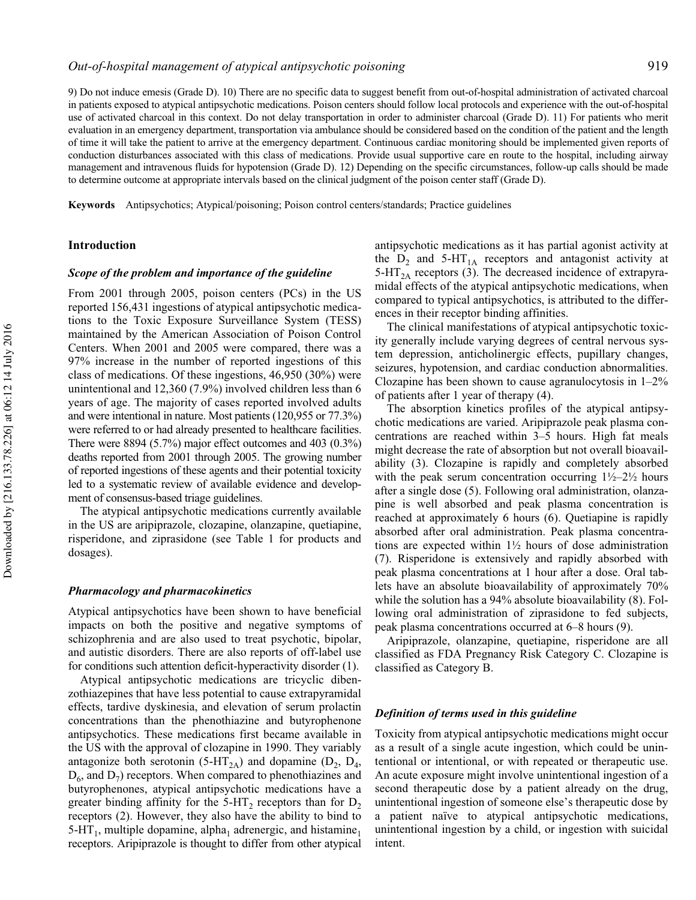9) Do not induce emesis (Grade D). 10) There are no specific data to suggest benefit from out-of-hospital administration of activated charcoal in patients exposed to atypical antipsychotic medications. Poison centers should follow local protocols and experience with the out-of-hospital use of activated charcoal in this context. Do not delay transportation in order to administer charcoal (Grade D). 11) For patients who merit evaluation in an emergency department, transportation via ambulance should be considered based on the condition of the patient and the length of time it will take the patient to arrive at the emergency department. Continuous cardiac monitoring should be implemented given reports of conduction disturbances associated with this class of medications. Provide usual supportive care en route to the hospital, including airway management and intravenous fluids for hypotension (Grade D). 12) Depending on the specific circumstances, follow-up calls should be made to determine outcome at appropriate intervals based on the clinical judgment of the poison center staff (Grade D).

**Keywords** Antipsychotics; Atypical/poisoning; Poison control centers/standards; Practice guidelines

## Introduction

### *Scope of the problem and importance of the guideline*

From 2001 through 2005, poison centers (PCs) in the US reported 156,431 ingestions of atypical antipsychotic medications to the Toxic Exposure Surveillance System (TESS) maintained by the American Association of Poison Control Centers. When 2001 and 2005 were compared, there was a 97% increase in the number of reported ingestions of this class of medications. Of these ingestions, 46,950 (30%) were unintentional and 12,360 (7.9%) involved children less than 6 years of age. The majority of cases reported involved adults and were intentional in nature. Most patients (120,955 or 77.3%) were referred to or had already presented to healthcare facilities. There were 8894 (5.7%) major effect outcomes and 403 (0.3%) deaths reported from 2001 through 2005. The growing number of reported ingestions of these agents and their potential toxicity led to a systematic review of available evidence and development of consensus-based triage guidelines.

The atypical antipsychotic medications currently available in the US are aripiprazole, clozapine, olanzapine, quetiapine, risperidone, and ziprasidone (see Table 1 for products and dosages).

### *Pharmacology and pharmacokinetics*

Atypical antipsychotics have been shown to have beneficial impacts on both the positive and negative symptoms of schizophrenia and are also used to treat psychotic, bipolar, and autistic disorders. There are also reports of off-label use for conditions such attention deficit-hyperactivity disorder (1).

Atypical antipsychotic medications are tricyclic dibenzothiazepines that have less potential to cause extrapyramidal effects, tardive dyskinesia, and elevation of serum prolactin concentrations than the phenothiazine and butyrophenone antipsychotics. These medications first became available in the US with the approval of clozapine in 1990. They variably antagonize both serotonin ($5\text{-HT}_{2A}$) and dopamine ($D_2$, $D_4$, $D_6$, and $D_7$) receptors. When compared to phenothiazines and butyrophenones, atypical antipsychotic medications have a greater binding affinity for the $5\text{-HT}_2$ receptors than for $D_2$ receptors (2). However, they also have the ability to bind to $5\text{-HT}_1$, multiple dopamine, $\text{alpha}_1$ adrenergic, and $\text{histamine}_1$ receptors. Aripiprazole is thought to differ from other atypical antipsychotic medications as it has partial agonist activity at the $D_2$ and $5\text{-HT}_{1A}$ receptors and antagonist activity at $5\text{-HT}_{2A}$ receptors (3). The decreased incidence of extrapyramidal effects of the atypical antipsychotic medications, when compared to typical antipsychotics, is attributed to the differences in their receptor binding affinities.

The clinical manifestations of atypical antipsychotic toxicity generally include varying degrees of central nervous system depression, anticholinergic effects, pupillary changes, seizures, hypotension, and cardiac conduction abnormalities. Clozapine has been shown to cause agranulocytosis in 1–2% of patients after 1 year of therapy (4).

The absorption kinetics profiles of the atypical antipsychotic medications are varied. Aripiprazole peak plasma concentrations are reached within 3–5 hours. High fat meals might decrease the rate of absorption but not overall bioavailability (3). Clozapine is rapidly and completely absorbed with the peak serum concentration occurring 1½–2½ hours after a single dose (5). Following oral administration, olanzapine is well absorbed and peak plasma concentration is reached at approximately 6 hours (6). Quetiapine is rapidly absorbed after oral administration. Peak plasma concentrations are expected within 1½ hours of dose administration (7). Risperidone is extensively and rapidly absorbed with peak plasma concentrations at 1 hour after a dose. Oral tablets have an absolute bioavailability of approximately 70% while the solution has a 94% absolute bioavailability (8). Following oral administration of ziprasidone to fed subjects, peak plasma concentrations occurred at 6–8 hours (9).

Aripiprazole, olanzapine, quetiapine, risperidone are all classified as FDA Pregnancy Risk Category C. Clozapine is classified as Category B.

### *Definition of terms used in this guideline*

Toxicity from atypical antipsychotic medications might occur as a result of a single acute ingestion, which could be unintentional or intentional, or with repeated or therapeutic use. An acute exposure might involve unintentional ingestion of a second therapeutic dose by a patient already on the drug, unintentional ingestion of someone else's therapeutic dose by a patient naïve to atypical antipsychotic medications, unintentional ingestion by a child, or ingestion with suicidal intent.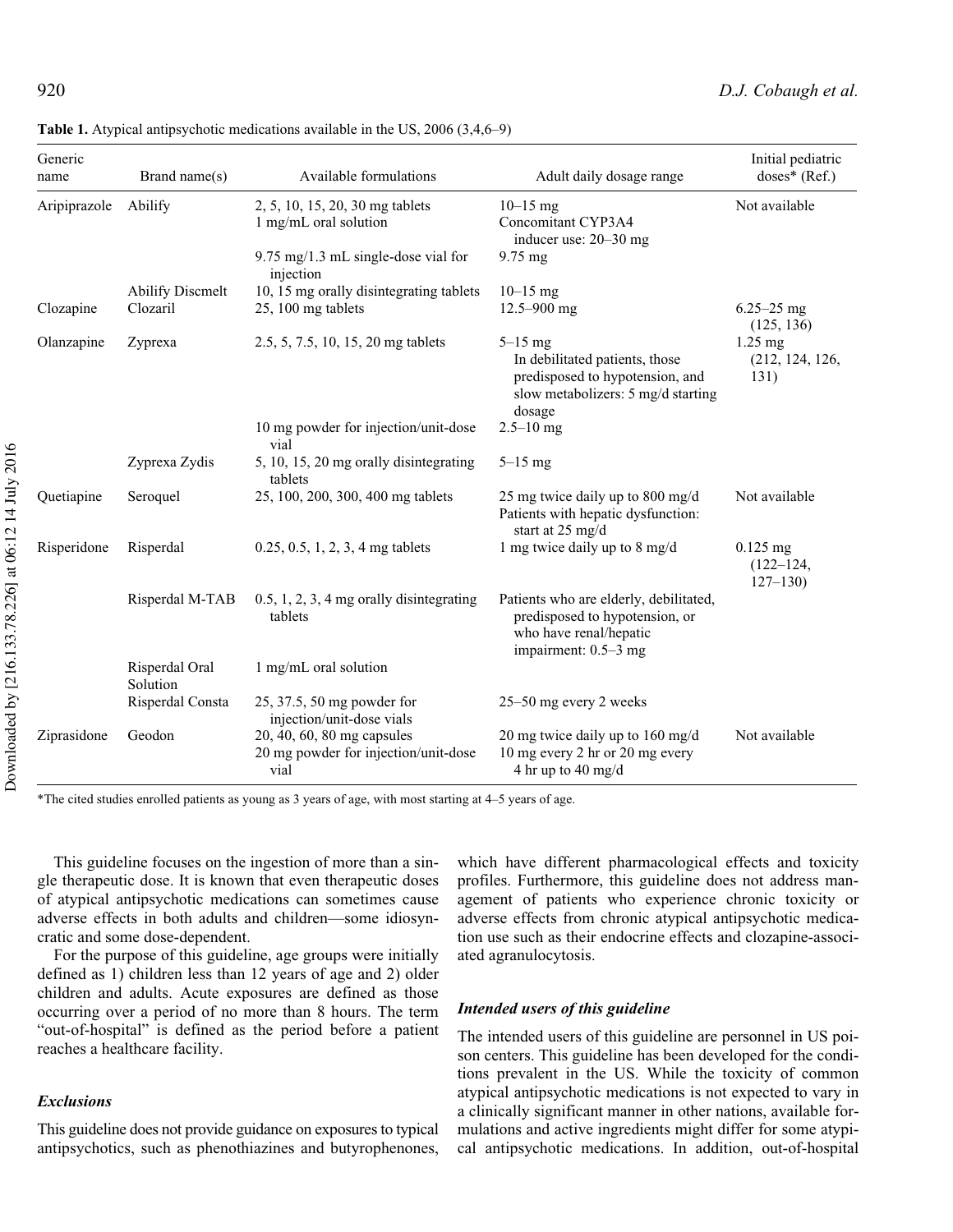**Table 1.** Atypical antipsychotic medications available in the US, 2006 (3,4,6–9)

| Generic name | Brand name(s) | Available formulations | Adult daily dosage range | Initial pediatric doses* (Ref.) |
|---|---|---|---|---|
| Aripiprazole | Abilify | 2, 5, 10, 15, 20, 30 mg tablets<br>1 mg/mL oral solution | 10–15 mg<br>Concomitant CYP3A4 inducer use: 20–30 mg | Not available |
| | | 9.75 mg/1.3 mL single-dose vial for injection | 9.75 mg | |
| | Abilify Discmelt | 10, 15 mg orally disintegrating tablets | 10–15 mg | |
| Clozapine | Clozaril | 25, 100 mg tablets | 12.5–900 mg | 6.25–25 mg (125, 136) |
| Olanzapine | Zyprexa | 2.5, 5, 7.5, 10, 15, 20 mg tablets | 5–15 mg<br>In debilitated patients, those predisposed to hypotension, and slow metabolizers: 5 mg/d starting dosage | 1.25 mg (212, 124, 126, 131) |
| | | 10 mg powder for injection/unit-dose vial | 2.5–10 mg | |
| | Zyprexa Zydis | 5, 10, 15, 20 mg orally disintegrating tablets | 5–15 mg | |
| Quetiapine | Seroquel | 25, 100, 200, 300, 400 mg tablets | 25 mg twice daily up to 800 mg/d<br>Patients with hepatic dysfunction: start at 25 mg/d | Not available |
| Risperidone | Risperdal | 0.25, 0.5, 1, 2, 3, 4 mg tablets | 1 mg twice daily up to 8 mg/d | 0.125 mg (122–124, 127–130) |
| | Risperdal M-TAB | 0.5, 1, 2, 3, 4 mg orally disintegrating tablets | Patients who are elderly, debilitated, predisposed to hypotension, or who have renal/hepatic impairment: 0.5–3 mg | |
| | Risperdal Oral Solution | 1 mg/mL oral solution | | |
| | Risperdal Consta | 25, 37.5, 50 mg powder for injection/unit-dose vials | 25–50 mg every 2 weeks | |
| Ziprasidone | Geodon | 20, 40, 60, 80 mg capsules<br>20 mg powder for injection/unit-dose vial | 20 mg twice daily up to 160 mg/d<br>10 mg every 2 hr or 20 mg every 4 hr up to 40 mg/d | Not available |

*The cited studies enrolled patients as young as 3 years of age, with most starting at 4–5 years of age.

This guideline focuses on the ingestion of more than a single therapeutic dose. It is known that even therapeutic doses of atypical antipsychotic medications can sometimes cause adverse effects in both adults and children—some idiosyncratic and some dose-dependent.

For the purpose of this guideline, age groups were initially defined as 1) children less than 12 years of age and 2) older children and adults. Acute exposures are defined as those occurring over a period of no more than 8 hours. The term "out-of-hospital" is defined as the period before a patient reaches a healthcare facility.

### *Exclusions*

This guideline does not provide guidance on exposures to typical antipsychotics, such as phenothiazines and butyrophenones, which have different pharmacological effects and toxicity profiles. Furthermore, this guideline does not address management of patients who experience chronic toxicity or adverse effects from chronic atypical antipsychotic medication use such as their endocrine effects and clozapine-associated agranulocytosis.

### *Intended users of this guideline*

The intended users of this guideline are personnel in US poison centers. This guideline has been developed for the conditions prevalent in the US. While the toxicity of common atypical antipsychotic medications is not expected to vary in a clinically significant manner in other nations, available formulations and active ingredients might differ for some atypical antipsychotic medications. In addition, out-of-hospital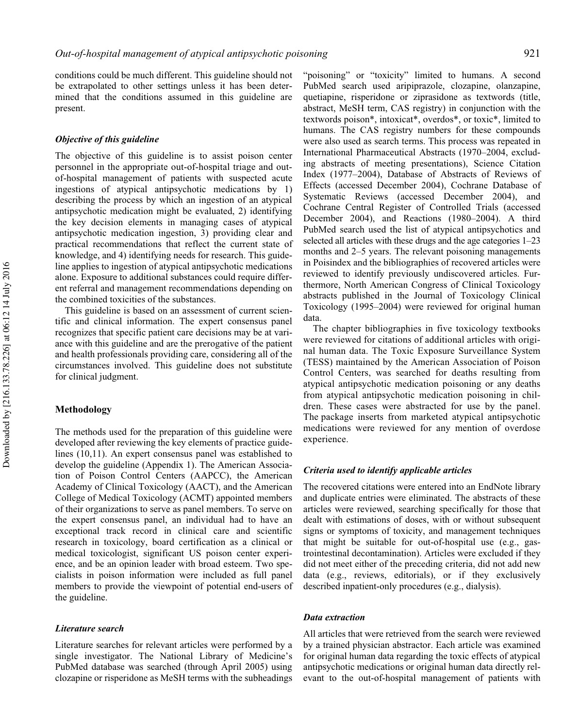conditions could be much different. This guideline should not be extrapolated to other settings unless it has been determined that the conditions assumed in this guideline are present.

### Objective of this guideline

The objective of this guideline is to assist poison center personnel in the appropriate out-of-hospital triage and out-of-hospital management of patients with suspected acute ingestions of atypical antipsychotic medications by 1) describing the process by which an ingestion of an atypical antipsychotic medication might be evaluated, 2) identifying the key decision elements in managing cases of atypical antipsychotic medication ingestion, 3) providing clear and practical recommendations that reflect the current state of knowledge, and 4) identifying needs for research. This guideline applies to ingestion of atypical antipsychotic medications alone. Exposure to additional substances could require different referral and management recommendations depending on the combined toxicities of the substances.

This guideline is based on an assessment of current scientific and clinical information. The expert consensus panel recognizes that specific patient care decisions may be at variance with this guideline and are the prerogative of the patient and health professionals providing care, considering all of the circumstances involved. This guideline does not substitute for clinical judgment.

## Methodology

The methods used for the preparation of this guideline were developed after reviewing the key elements of practice guidelines (10,11). An expert consensus panel was established to develop the guideline (Appendix 1). The American Association of Poison Control Centers (AAPCC), the American Academy of Clinical Toxicology (AACT), and the American College of Medical Toxicology (ACMT) appointed members of their organizations to serve as panel members. To serve on the expert consensus panel, an individual had to have an exceptional track record in clinical care and scientific research in toxicology, board certification as a clinical or medical toxicologist, significant US poison center experience, and be an opinion leader with broad esteem. Two specialists in poison information were included as full panel members to provide the viewpoint of potential end-users of the guideline.

### Literature search

Literature searches for relevant articles were performed by a single investigator. The National Library of Medicine's PubMed database was searched (through April 2005) using clozapine or risperidone as MeSH terms with the subheadings "poisoning" or "toxicity" limited to humans. A second PubMed search used aripiprazole, clozapine, olanzapine, quetiapine, risperidone or ziprasidone as textwords (title, abstract, MeSH term, CAS registry) in conjunction with the textwords poison*, intoxicat*, overdos*, or toxic*, limited to humans. The CAS registry numbers for these compounds were also used as search terms. This process was repeated in International Pharmaceutical Abstracts (1970–2004, excluding abstracts of meeting presentations), Science Citation Index (1977–2004), Database of Abstracts of Reviews of Effects (accessed December 2004), Cochrane Database of Systematic Reviews (accessed December 2004), and Cochrane Central Register of Controlled Trials (accessed December 2004), and Reactions (1980–2004). A third PubMed search used the list of atypical antipsychotics and selected all articles with these drugs and the age categories 1–23 months and 2–5 years. The relevant poisoning managements in Poisindex and the bibliographies of recovered articles were reviewed to identify previously undiscovered articles. Furthermore, North American Congress of Clinical Toxicology abstracts published in the Journal of Toxicology Clinical Toxicology (1995–2004) were reviewed for original human data.

The chapter bibliographies in five toxicology textbooks were reviewed for citations of additional articles with original human data. The Toxic Exposure Surveillance System (TESS) maintained by the American Association of Poison Control Centers, was searched for deaths resulting from atypical antipsychotic medication poisoning or any deaths from atypical antipsychotic medication poisoning in children. These cases were abstracted for use by the panel. The package inserts from marketed atypical antipsychotic medications were reviewed for any mention of overdose experience.

### Criteria used to identify applicable articles

The recovered citations were entered into an EndNote library and duplicate entries were eliminated. The abstracts of these articles were reviewed, searching specifically for those that dealt with estimations of doses, with or without subsequent signs or symptoms of toxicity, and management techniques that might be suitable for out-of-hospital use (e.g., gastrointestinal decontamination). Articles were excluded if they did not meet either of the preceding criteria, did not add new data (e.g., reviews, editorials), or if they exclusively described inpatient-only procedures (e.g., dialysis).

### Data extraction

All articles that were retrieved from the search were reviewed by a trained physician abstractor. Each article was examined for original human data regarding the toxic effects of atypical antipsychotic medications or original human data directly relevant to the out-of-hospital management of patients with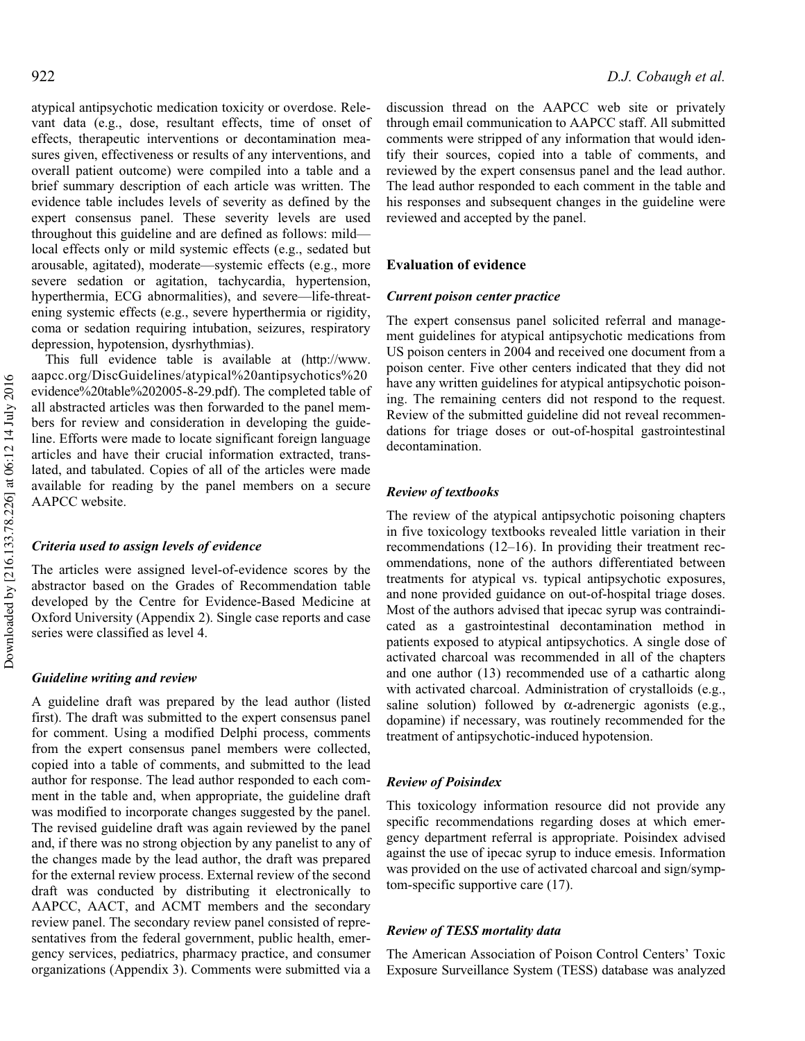atypical antipsychotic medication toxicity or overdose. Relevant data (e.g., dose, resultant effects, time of onset of effects, therapeutic interventions or decontamination measures given, effectiveness or results of any interventions, and overall patient outcome) were compiled into a table and a brief summary description of each article was written. The evidence table includes levels of severity as defined by the expert consensus panel. These severity levels are used throughout this guideline and are defined as follows: mild—local effects only or mild systemic effects (e.g., sedated but arousable, agitated), moderate—systemic effects (e.g., more severe sedation or agitation, tachycardia, hypertension, hyperthermia, ECG abnormalities), and severe—life-threatening systemic effects (e.g., severe hyperthermia or rigidity, coma or sedation requiring intubation, seizures, respiratory depression, hypotension, dysrhythmias).

This full evidence table is available at (http://www.aapcc.org/DiscGuidelines/atypical%20antipsychotics%20evidence%20table%202005-8-29.pdf). The completed table of all abstracted articles was then forwarded to the panel members for review and consideration in developing the guideline. Efforts were made to locate significant foreign language articles and have their crucial information extracted, translated, and tabulated. Copies of all of the articles were made available for reading by the panel members on a secure AAPCC website.

### *Criteria used to assign levels of evidence*

The articles were assigned level-of-evidence scores by the abstractor based on the Grades of Recommendation table developed by the Centre for Evidence-Based Medicine at Oxford University (Appendix 2). Single case reports and case series were classified as level 4.

### *Guideline writing and review*

A guideline draft was prepared by the lead author (listed first). The draft was submitted to the expert consensus panel for comment. Using a modified Delphi process, comments from the expert consensus panel members were collected, copied into a table of comments, and submitted to the lead author for response. The lead author responded to each comment in the table and, when appropriate, the guideline draft was modified to incorporate changes suggested by the panel. The revised guideline draft was again reviewed by the panel and, if there was no strong objection by any panelist to any of the changes made by the lead author, the draft was prepared for the external review process. External review of the second draft was conducted by distributing it electronically to AAPCC, AACT, and ACMT members and the secondary review panel. The secondary review panel consisted of representatives from the federal government, public health, emergency services, pediatrics, pharmacy practice, and consumer organizations (Appendix 3). Comments were submitted via a discussion thread on the AAPCC web site or privately through email communication to AAPCC staff. All submitted comments were stripped of any information that would identify their sources, copied into a table of comments, and reviewed by the expert consensus panel and the lead author. The lead author responded to each comment in the table and his responses and subsequent changes in the guideline were reviewed and accepted by the panel.

## Evaluation of evidence

### *Current poison center practice*

The expert consensus panel solicited referral and management guidelines for atypical antipsychotic medications from US poison centers in 2004 and received one document from a poison center. Five other centers indicated that they did not have any written guidelines for atypical antipsychotic poisoning. The remaining centers did not respond to the request. Review of the submitted guideline did not reveal recommendations for triage doses or out-of-hospital gastrointestinal decontamination.

### *Review of textbooks*

The review of the atypical antipsychotic poisoning chapters in five toxicology textbooks revealed little variation in their recommendations (12–16). In providing their treatment recommendations, none of the authors differentiated between treatments for atypical vs. typical antipsychotic exposures, and none provided guidance on out-of-hospital triage doses. Most of the authors advised that ipecac syrup was contraindicated as a gastrointestinal decontamination method in patients exposed to atypical antipsychotics. A single dose of activated charcoal was recommended in all of the chapters and one author (13) recommended use of a cathartic along with activated charcoal. Administration of crystalloids (e.g., saline solution) followed by α-adrenergic agonists (e.g., dopamine) if necessary, was routinely recommended for the treatment of antipsychotic-induced hypotension.

### *Review of Poisindex*

This toxicology information resource did not provide any specific recommendations regarding doses at which emergency department referral is appropriate. Poisindex advised against the use of ipecac syrup to induce emesis. Information was provided on the use of activated charcoal and sign/symptom-specific supportive care (17).

### *Review of TESS mortality data*

The American Association of Poison Control Centers' Toxic Exposure Surveillance System (TESS) database was analyzed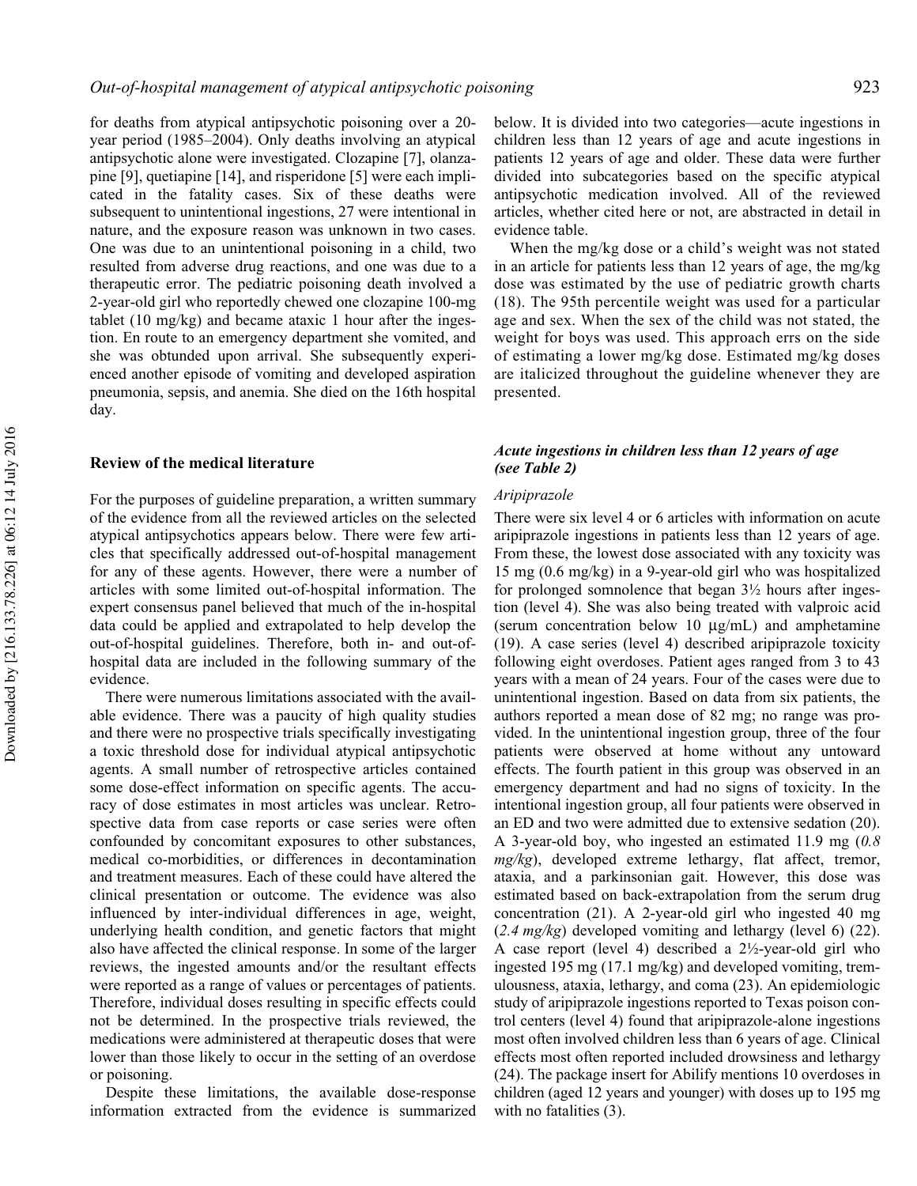for deaths from atypical antipsychotic poisoning over a 20-year period (1985–2004). Only deaths involving an atypical antipsychotic alone were investigated. Clozapine [7], olanzapine [9], quetiapine [14], and risperidone [5] were each implicated in the fatality cases. Six of these deaths were subsequent to unintentional ingestions, 27 were intentional in nature, and the exposure reason was unknown in two cases. One was due to an unintentional poisoning in a child, two resulted from adverse drug reactions, and one was due to a therapeutic error. The pediatric poisoning death involved a 2-year-old girl who reportedly chewed one clozapine 100-mg tablet (10 mg/kg) and became ataxic 1 hour after the ingestion. En route to an emergency department she vomited, and she was obtunded upon arrival. She subsequently experienced another episode of vomiting and developed aspiration pneumonia, sepsis, and anemia. She died on the 16th hospital day.

## Review of the medical literature

For the purposes of guideline preparation, a written summary of the evidence from all the reviewed articles on the selected atypical antipsychotics appears below. There were few articles that specifically addressed out-of-hospital management for any of these agents. However, there were a number of articles with some limited out-of-hospital information. The expert consensus panel believed that much of the in-hospital data could be applied and extrapolated to help develop the out-of-hospital guidelines. Therefore, both in- and out-of-hospital data are included in the following summary of the evidence.

There were numerous limitations associated with the available evidence. There was a paucity of high quality studies and there were no prospective trials specifically investigating a toxic threshold dose for individual atypical antipsychotic agents. A small number of retrospective articles contained some dose-effect information on specific agents. The accuracy of dose estimates in most articles was unclear. Retrospective data from case reports or case series were often confounded by concomitant exposures to other substances, medical co-morbidities, or differences in decontamination and treatment measures. Each of these could have altered the clinical presentation or outcome. The evidence was also influenced by inter-individual differences in age, weight, underlying health condition, and genetic factors that might also have affected the clinical response. In some of the larger reviews, the ingested amounts and/or the resultant effects were reported as a range of values or percentages of patients. Therefore, individual doses resulting in specific effects could not be determined. In the prospective trials reviewed, the medications were administered at therapeutic doses that were lower than those likely to occur in the setting of an overdose or poisoning.

Despite these limitations, the available dose-response information extracted from the evidence is summarized below. It is divided into two categories—acute ingestions in children less than 12 years of age and acute ingestions in patients 12 years of age and older. These data were further divided into subcategories based on the specific atypical antipsychotic medication involved. All of the reviewed articles, whether cited here or not, are abstracted in detail in evidence table.

When the mg/kg dose or a child's weight was not stated in an article for patients less than 12 years of age, the mg/kg dose was estimated by the use of pediatric growth charts (18). The 95th percentile weight was used for a particular age and sex. When the sex of the child was not stated, the weight for boys was used. This approach errs on the side of estimating a lower mg/kg dose. Estimated mg/kg doses are italicized throughout the guideline whenever they are presented.

### *Acute ingestions in children less than 12 years of age (see Table 2)*

#### *Aripiprazole*

There were six level 4 or 6 articles with information on acute aripiprazole ingestions in patients less than 12 years of age. From these, the lowest dose associated with any toxicity was 15 mg (0.6 mg/kg) in a 9-year-old girl who was hospitalized for prolonged somnolence that began 3½ hours after ingestion (level 4). She was also being treated with valproic acid (serum concentration below 10 μg/mL) and amphetamine (19). A case series (level 4) described aripiprazole toxicity following eight overdoses. Patient ages ranged from 3 to 43 years with a mean of 24 years. Four of the cases were due to unintentional ingestion. Based on data from six patients, the authors reported a mean dose of 82 mg; no range was provided. In the unintentional ingestion group, three of the four patients were observed at home without any untoward effects. The fourth patient in this group was observed in an emergency department and had no signs of toxicity. In the intentional ingestion group, all four patients were observed in an ED and two were admitted due to extensive sedation (20). A 3-year-old boy, who ingested an estimated 11.9 mg (*0.8 mg/kg*), developed extreme lethargy, flat affect, tremor, ataxia, and a parkinsonian gait. However, this dose was estimated based on back-extrapolation from the serum drug concentration (21). A 2-year-old girl who ingested 40 mg (*2.4 mg/kg*) developed vomiting and lethargy (level 6) (22). A case report (level 4) described a 2½-year-old girl who ingested 195 mg (17.1 mg/kg) and developed vomiting, tremulousness, ataxia, lethargy, and coma (23). An epidemiologic study of aripiprazole ingestions reported to Texas poison control centers (level 4) found that aripiprazole-alone ingestions most often involved children less than 6 years of age. Clinical effects most often reported included drowsiness and lethargy (24). The package insert for Abilify mentions 10 overdoses in children (aged 12 years and younger) with doses up to 195 mg with no fatalities (3).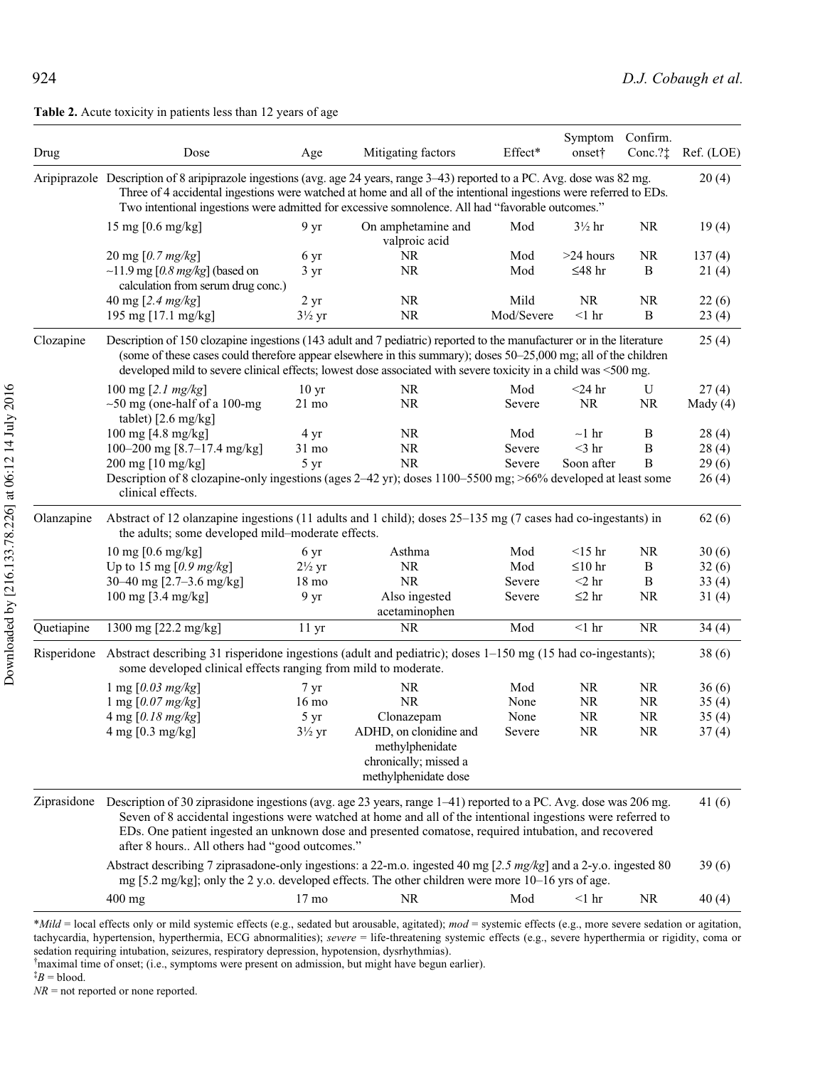**Table 2.** Acute toxicity in patients less than 12 years of age

| Drug | Dose | Age | Mitigating factors | Effect* | Symptom onset† | Confirm. Conc.?‡ | Ref. (LOE) |
|---|---|---|---|---|---|---|---|
| Aripiprazole | Description of 8 aripiprazole ingestions (avg. age 24 years, range 3–43) reported to a PC. Avg. dose was 82 mg. Three of 4 accidental ingestions were watched at home and all of the intentional ingestions were referred to EDs. Two intentional ingestions were admitted for excessive somnolence. All had "favorable outcomes." | | | | | | 20 (4) |
| | 15 mg [0.6 mg/kg] | 9 yr | On amphetamine and valproic acid | Mod | 3½ hr | NR | 19 (4) |
| | 20 mg [*0.7 mg/kg*] | 6 yr | NR | Mod | >24 hours | NR | 137 (4) |
| | ~11.9 mg [*0.8 mg/kg*] (based on calculation from serum drug conc.) | 3 yr | NR | Mod | ≤48 hr | B | 21 (4) |
| | 40 mg [*2.4 mg/kg*] | 2 yr | NR | Mild | NR | NR | 22 (6) |
| | 195 mg [17.1 mg/kg] | 3½ yr | NR | Mod/Severe | <1 hr | B | 23 (4) |
| Clozapine | Description of 150 clozapine ingestions (143 adult and 7 pediatric) reported to the manufacturer or in the literature (some of these cases could therefore appear elsewhere in this summary); doses 50–25,000 mg; all of the children developed mild to severe clinical effects; lowest dose associated with severe toxicity in a child was <500 mg. | | | | | | 25 (4) |
| | 100 mg [*2.1 mg/kg*] | 10 yr | NR | Mod | <24 hr | U | 27 (4) |
| | ~50 mg (one-half of a 100-mg tablet) [2.6 mg/kg] | 21 mo | NR | Severe | NR | NR | Mady (4) |
| | 100 mg [4.8 mg/kg] | 4 yr | NR | Mod | ~1 hr | B | 28 (4) |
| | 100–200 mg [8.7–17.4 mg/kg] | 31 mo | NR | Severe | <3 hr | B | 28 (4) |
| | 200 mg [10 mg/kg] | 5 yr | NR | Severe | Soon after | B | 29 (6) |
| | Description of 8 clozapine-only ingestions (ages 2–42 yr); doses 1100–5500 mg; >66% developed at least some clinical effects. | | | | | | 26 (4) |
| Olanzapine | Abstract of 12 olanzapine ingestions (11 adults and 1 child); doses 25–135 mg (7 cases had co-ingestants) in the adults; some developed mild–moderate effects. | | | | | | 62 (6) |
| | 10 mg [0.6 mg/kg] | 6 yr | Asthma | Mod | <15 hr | NR | 30 (6) |
| | Up to 15 mg [*0.9 mg/kg*] | 2½ yr | NR | Mod | ≤10 hr | B | 32 (6) |
| | 30–40 mg [2.7–3.6 mg/kg] | 18 mo | NR | Severe | <2 hr | B | 33 (4) |
| | 100 mg [3.4 mg/kg] | 9 yr | Also ingested acetaminophen | Severe | ≤2 hr | NR | 31 (4) |
| Quetiapine | 1300 mg [22.2 mg/kg] | 11 yr | NR | Mod | <1 hr | NR | 34 (4) |
| Risperidone | Abstract describing 31 risperidone ingestions (adult and pediatric); doses 1–150 mg (15 had co-ingestants); some developed clinical effects ranging from mild to moderate. | | | | | | 38 (6) |
| | 1 mg [*0.03 mg/kg*] | 7 yr | NR | Mod | NR | NR | 36 (6) |
| | 1 mg [*0.07 mg/kg*] | 16 mo | NR | None | NR | NR | 35 (4) |
| | 4 mg [*0.18 mg/kg*] | 5 yr | Clonazepam | None | NR | NR | 35 (4) |
| | 4 mg [0.3 mg/kg] | 3½ yr | ADHD, on clonidine and methylphenidate chronically; missed a methylphenidate dose | Severe | NR | NR | 37 (4) |
| Ziprasidone | Description of 30 ziprasidone ingestions (avg. age 23 years, range 1–41) reported to a PC. Avg. dose was 206 mg. Seven of 8 accidental ingestions were watched at home and all of the intentional ingestions were referred to EDs. One patient ingested an unknown dose and presented comatose, required intubation, and recovered after 8 hours.. All others had "good outcomes." | | | | | | 41 (6) |
| | Abstract describing 7 ziprasadone-only ingestions: a 22-m.o. ingested 40 mg [*2.5 mg/kg*] and a 2-y.o. ingested 80 mg [5.2 mg/kg]; only the 2 y.o. developed effects. The other children were more 10–16 yrs of age. | | | | | | 39 (6) |
| | 400 mg | 17 mo | NR | Mod | <1 hr | NR | 40 (4) |

\**Mild* = local effects only or mild systemic effects (e.g., sedated but arousable, agitated); *mod* = systemic effects (e.g., more severe sedation or agitation, tachycardia, hypertension, hyperthermia, ECG abnormalities); *severe* = life-threatening systemic effects (e.g., severe hyperthermia or rigidity, coma or sedation requiring intubation, seizures, respiratory depression, hypotension, dysrhythmias).

†maximal time of onset; (i.e., symptoms were present on admission, but might have begun earlier).

‡*B* = blood.

*NR* = not reported or none reported.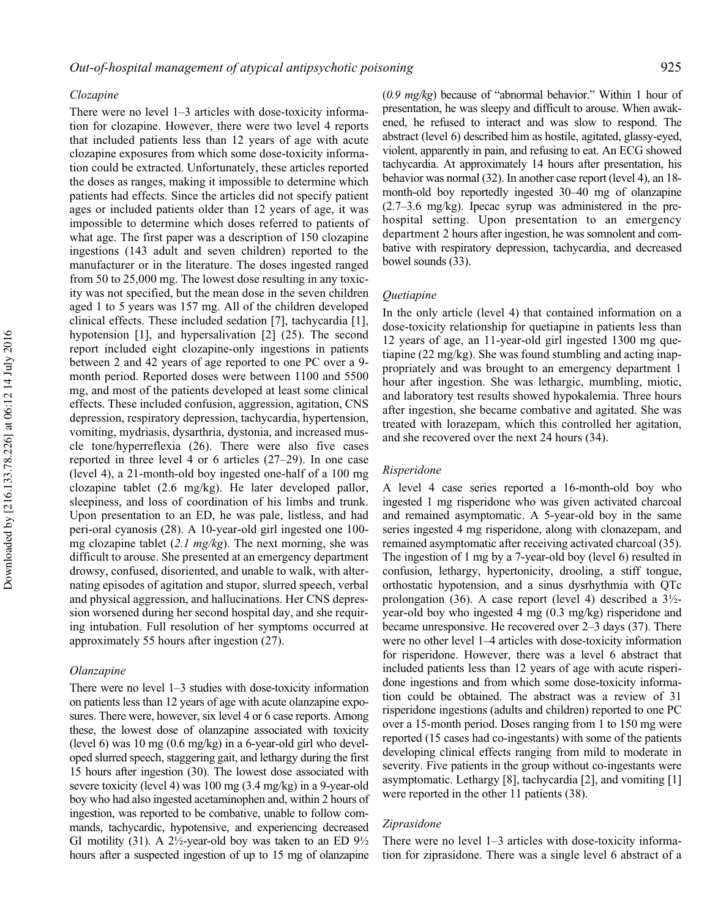### Clozapine

There were no level 1–3 articles with dose-toxicity information for clozapine. However, there were two level 4 reports that included patients less than 12 years of age with acute clozapine exposures from which some dose-toxicity information could be extracted. Unfortunately, these articles reported the doses as ranges, making it impossible to determine which patients had effects. Since the articles did not specify patient ages or included patients older than 12 years of age, it was impossible to determine which doses referred to patients of what age. The first paper was a description of 150 clozapine ingestions (143 adult and seven children) reported to the manufacturer or in the literature. The doses ingested ranged from 50 to 25,000 mg. The lowest dose resulting in any toxicity was not specified, but the mean dose in the seven children aged 1 to 5 years was 157 mg. All of the children developed clinical effects. These included sedation [7], tachycardia [1], hypotension [1], and hypersalivation [2] (25). The second report included eight clozapine-only ingestions in patients between 2 and 42 years of age reported to one PC over a 9-month period. Reported doses were between 1100 and 5500 mg, and most of the patients developed at least some clinical effects. These included confusion, aggression, agitation, CNS depression, respiratory depression, tachycardia, hypertension, vomiting, mydriasis, dysarthria, dystonia, and increased muscle tone/hyperreflexia (26). There were also five cases reported in three level 4 or 6 articles (27–29). In one case (level 4), a 21-month-old boy ingested one-half of a 100 mg clozapine tablet (2.6 mg/kg). He later developed pallor, sleepiness, and loss of coordination of his limbs and trunk. Upon presentation to an ED, he was pale, listless, and had peri-oral cyanosis (28). A 10-year-old girl ingested one 100-mg clozapine tablet (*2.1 mg/kg*). The next morning, she was difficult to arouse. She presented at an emergency department drowsy, confused, disoriented, and unable to walk, with alternating episodes of agitation and stupor, slurred speech, verbal and physical aggression, and hallucinations. Her CNS depression worsened during her second hospital day, and she requiring intubation. Full resolution of her symptoms occurred at approximately 55 hours after ingestion (27).

### Olanzapine

There were no level 1–3 studies with dose-toxicity information on patients less than 12 years of age with acute olanzapine exposures. There were, however, six level 4 or 6 case reports. Among these, the lowest dose of olanzapine associated with toxicity (level 6) was 10 mg (0.6 mg/kg) in a 6-year-old girl who developed slurred speech, staggering gait, and lethargy during the first 15 hours after ingestion (30). The lowest dose associated with severe toxicity (level 4) was 100 mg (3.4 mg/kg) in a 9-year-old boy who had also ingested acetaminophen and, within 2 hours of ingestion, was reported to be combative, unable to follow commands, tachycardic, hypotensive, and experiencing decreased GI motility (31). A 2½-year-old boy was taken to an ED 9½ hours after a suspected ingestion of up to 15 mg of olanzapine (*0.9 mg/kg*) because of "abnormal behavior." Within 1 hour of presentation, he was sleepy and difficult to arouse. When awakened, he refused to interact and was slow to respond. The abstract (level 6) described him as hostile, agitated, glassy-eyed, violent, apparently in pain, and refusing to eat. An ECG showed tachycardia. At approximately 14 hours after presentation, his behavior was normal (32). In another case report (level 4), an 18-month-old boy reportedly ingested 30–40 mg of olanzapine (2.7–3.6 mg/kg). Ipecac syrup was administered in the pre-hospital setting. Upon presentation to an emergency department 2 hours after ingestion, he was somnolent and combative with respiratory depression, tachycardia, and decreased bowel sounds (33).

### Quetiapine

In the only article (level 4) that contained information on a dose-toxicity relationship for quetiapine in patients less than 12 years of age, an 11-year-old girl ingested 1300 mg quetiapine (22 mg/kg). She was found stumbling and acting inappropriately and was brought to an emergency department 1 hour after ingestion. She was lethargic, mumbling, miotic, and laboratory test results showed hypokalemia. Three hours after ingestion, she became combative and agitated. She was treated with lorazepam, which this controlled her agitation, and she recovered over the next 24 hours (34).

### Risperidone

A level 4 case series reported a 16-month-old boy who ingested 1 mg risperidone who was given activated charcoal and remained asymptomatic. A 5-year-old boy in the same series ingested 4 mg risperidone, along with clonazepam, and remained asymptomatic after receiving activated charcoal (35). The ingestion of 1 mg by a 7-year-old boy (level 6) resulted in confusion, lethargy, hypertonicity, drooling, a stiff tongue, orthostatic hypotension, and a sinus dysrhythmia with QTc prolongation (36). A case report (level 4) described a 3½-year-old boy who ingested 4 mg (0.3 mg/kg) risperidone and became unresponsive. He recovered over 2–3 days (37). There were no other level 1–4 articles with dose-toxicity information for risperidone. However, there was a level 6 abstract that included patients less than 12 years of age with acute risperidone ingestions and from which some dose-toxicity information could be obtained. The abstract was a review of 31 risperidone ingestions (adults and children) reported to one PC over a 15-month period. Doses ranging from 1 to 150 mg were reported (15 cases had co-ingestants) with some of the patients developing clinical effects ranging from mild to moderate in severity. Five patients in the group without co-ingestants were asymptomatic. Lethargy [8], tachycardia [2], and vomiting [1] were reported in the other 11 patients (38).

### Ziprasidone

There were no level 1–3 articles with dose-toxicity information for ziprasidone. There was a single level 6 abstract of a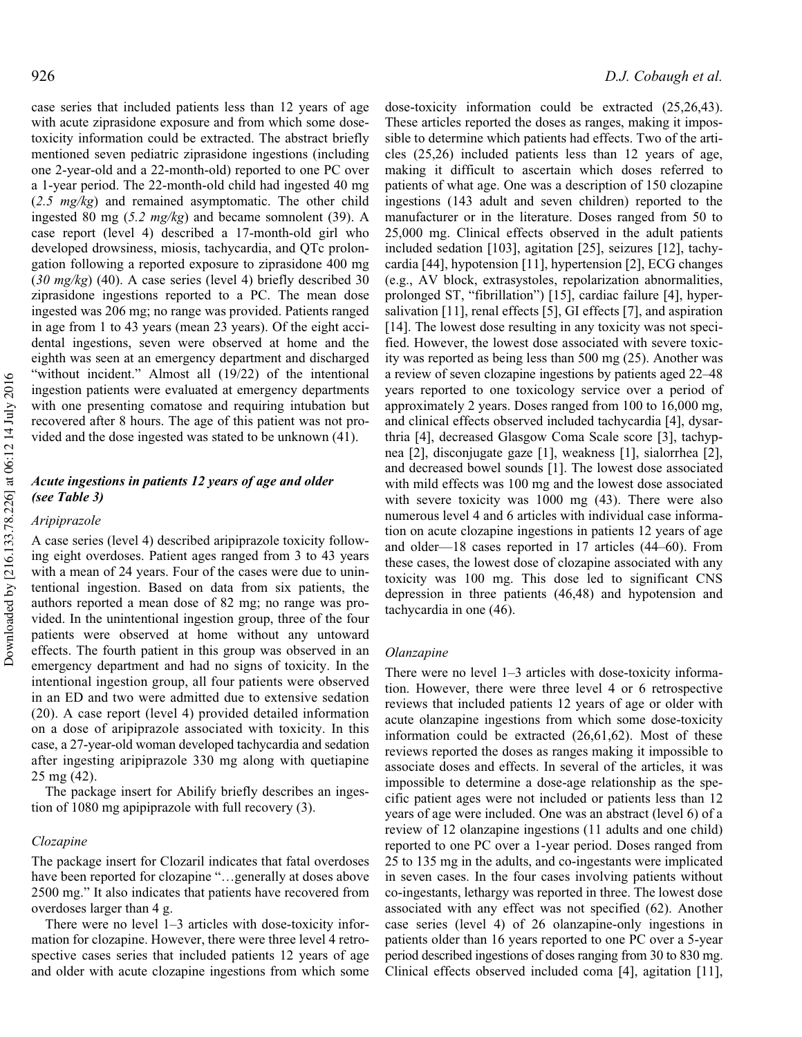case series that included patients less than 12 years of age with acute ziprasidone exposure and from which some dose-toxicity information could be extracted. The abstract briefly mentioned seven pediatric ziprasidone ingestions (including one 2-year-old and a 22-month-old) reported to one PC over a 1-year period. The 22-month-old child had ingested 40 mg (*2.5 mg/kg*) and remained asymptomatic. The other child ingested 80 mg (*5.2 mg/kg*) and became somnolent (39). A case report (level 4) described a 17-month-old girl who developed drowsiness, miosis, tachycardia, and QTc prolongation following a reported exposure to ziprasidone 400 mg (*30 mg/kg*) (40). A case series (level 4) briefly described 30 ziprasidone ingestions reported to a PC. The mean dose ingested was 206 mg; no range was provided. Patients ranged in age from 1 to 43 years (mean 23 years). Of the eight accidental ingestions, seven were observed at home and the eighth was seen at an emergency department and discharged "without incident." Almost all (19/22) of the intentional ingestion patients were evaluated at emergency departments with one presenting comatose and requiring intubation but recovered after 8 hours. The age of this patient was not provided and the dose ingested was stated to be unknown (41).

### *Acute ingestions in patients 12 years of age and older (see Table 3)*

#### *Aripiprazole*

A case series (level 4) described aripiprazole toxicity following eight overdoses. Patient ages ranged from 3 to 43 years with a mean of 24 years. Four of the cases were due to unintentional ingestion. Based on data from six patients, the authors reported a mean dose of 82 mg; no range was provided. In the unintentional ingestion group, three of the four patients were observed at home without any untoward effects. The fourth patient in this group was observed in an emergency department and had no signs of toxicity. In the intentional ingestion group, all four patients were observed in an ED and two were admitted due to extensive sedation (20). A case report (level 4) provided detailed information on a dose of aripiprazole associated with toxicity. In this case, a 27-year-old woman developed tachycardia and sedation after ingesting aripiprazole 330 mg along with quetiapine 25 mg (42).

The package insert for Abilify briefly describes an ingestion of 1080 mg apipiprazole with full recovery (3).

#### *Clozapine*

The package insert for Clozaril indicates that fatal overdoses have been reported for clozapine "…generally at doses above 2500 mg." It also indicates that patients have recovered from overdoses larger than 4 g.

There were no level 1–3 articles with dose-toxicity information for clozapine. However, there were three level 4 retrospective cases series that included patients 12 years of age and older with acute clozapine ingestions from which some dose-toxicity information could be extracted (25,26,43). These articles reported the doses as ranges, making it impossible to determine which patients had effects. Two of the articles (25,26) included patients less than 12 years of age, making it difficult to ascertain which doses referred to patients of what age. One was a description of 150 clozapine ingestions (143 adult and seven children) reported to the manufacturer or in the literature. Doses ranged from 50 to 25,000 mg. Clinical effects observed in the adult patients included sedation [103], agitation [25], seizures [12], tachycardia [44], hypotension [11], hypertension [2], ECG changes (e.g., AV block, extrasystoles, repolarization abnormalities, prolonged ST, "fibrillation") [15], cardiac failure [4], hypersalivation [11], renal effects [5], GI effects [7], and aspiration [14]. The lowest dose resulting in any toxicity was not specified. However, the lowest dose associated with severe toxicity was reported as being less than 500 mg (25). Another was a review of seven clozapine ingestions by patients aged 22–48 years reported to one toxicology service over a period of approximately 2 years. Doses ranged from 100 to 16,000 mg, and clinical effects observed included tachycardia [4], dysarthria [4], decreased Glasgow Coma Scale score [3], tachypnea [2], disconjugate gaze [1], weakness [1], sialorrhea [2], and decreased bowel sounds [1]. The lowest dose associated with mild effects was 100 mg and the lowest dose associated with severe toxicity was 1000 mg (43). There were also numerous level 4 and 6 articles with individual case information on acute clozapine ingestions in patients 12 years of age and older—18 cases reported in 17 articles (44–60). From these cases, the lowest dose of clozapine associated with any toxicity was 100 mg. This dose led to significant CNS depression in three patients (46,48) and hypotension and tachycardia in one (46).

#### *Olanzapine*

There were no level 1–3 articles with dose-toxicity information. However, there were three level 4 or 6 retrospective reviews that included patients 12 years of age or older with acute olanzapine ingestions from which some dose-toxicity information could be extracted (26,61,62). Most of these reviews reported the doses as ranges making it impossible to associate doses and effects. In several of the articles, it was impossible to determine a dose-age relationship as the specific patient ages were not included or patients less than 12 years of age were included. One was an abstract (level 6) of a review of 12 olanzapine ingestions (11 adults and one child) reported to one PC over a 1-year period. Doses ranged from 25 to 135 mg in the adults, and co-ingestants were implicated in seven cases. In the four cases involving patients without co-ingestants, lethargy was reported in three. The lowest dose associated with any effect was not specified (62). Another case series (level 4) of 26 olanzapine-only ingestions in patients older than 16 years reported to one PC over a 5-year period described ingestions of doses ranging from 30 to 830 mg. Clinical effects observed included coma [4], agitation [11],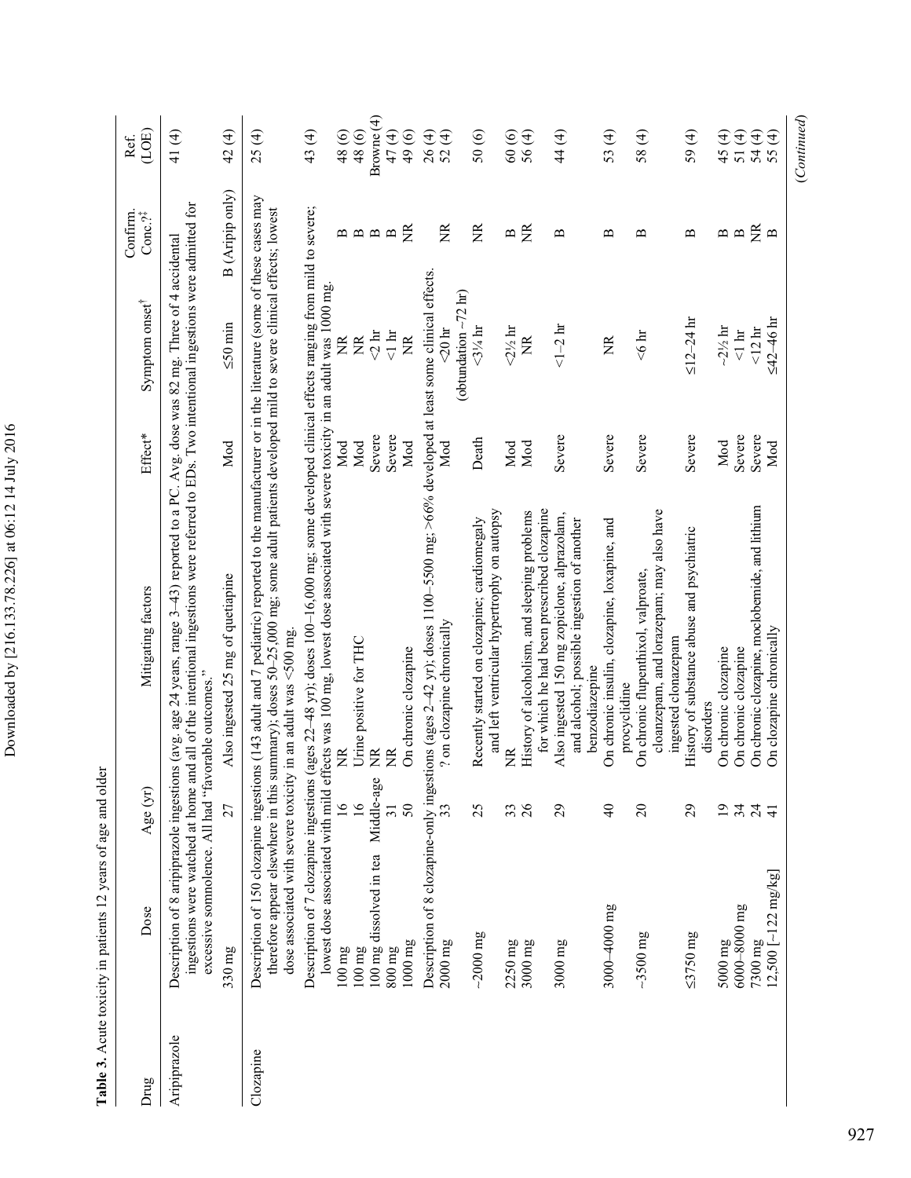**Table 3.** Acute toxicity in patients 12 years of age and older

| Drug | Dose | Age (yr) | Mitigating factors | Effect* | Symptom onset† | Confirm. Conc.?‡ | Ref. (LOE) |
|---|---|---|---|---|---|---|---|
| Aripiprazole | Description of 8 aripiprazole ingestions (avg. age 24 years, range 3–43) reported to a PC. Avg. dose was 82 mg. Three of 4 accidental ingestions were watched at home and all of the intentional ingestions were referred to EDs. Two intentional ingestions were admitted for excessive somnolence. All had "favorable outcomes." | | | | | | 41 (4) |
| | 330 mg | 27 | Also ingested 25 mg of quetiapine | Mod | ≤50 min | B (Aripip only) | 42 (4) |
| Clozapine | Description of 150 clozapine ingestions (143 adult and 7 pediatric) reported to the manufacturer or in the literature (some of these cases may therefore appear elsewhere in this summary); doses 50–25,000 mg; some adult patients developed mild to severe clinical effects; lowest dose associated with severe toxicity in an adult was <500 mg. | | | | | | 25 (4) |
| | Description of 7 clozapine ingestions (ages 22–48 yr); doses 100–16,000 mg; some developed clinical effects ranging from mild to severe; lowest dose associated with mild effects was 100 mg, lowest dose associated with severe toxicity in an adult was 1000 mg. | | | | | | 43 (4) |
| | 100 mg | 16 | NR | Mod | NR | B | 48 (6) |
| | 100 mg | 16 | Urine positive for THC | Mod | NR | B | 48 (6) |
| | 100 mg dissolved in tea | Middle-age | NR | Severe | <2 hr | B | Browne (4) |
| | 800 mg | 31 | NR | Severe | <1 hr | B | 47 (4) |
| | 1000 mg | 50 | On chronic clozapine | Mod | NR | NR | 49 (6) |
| | Description of 8 clozapine-only ingestions (ages 2–42 yr); doses 1100–5500 mg; >66% developed at least some clinical effects. | | | | | | 26 (4) |
| | 2000 mg | 33 | ? on clozapine chronically | Mod | <20 hr (obtundation ~72 hr) | NR | 52 (4) |
| | ~2000 mg | 25 | Recently started on clozapine; cardiomegaly and left ventricular hypertrophy on autopsy | Death | <3¼ hr | NR | 50 (6) |
| | 2250 mg | 33 | NR | Mod | <2½ hr | B | 60 (6) |
| | 3000 mg | 26 | History of alcoholism, and sleeping problems for which he had been prescribed clozapine | Mod | NR | NR | 56 (4) |
| | 3000 mg | 29 | Also ingested 150 mg zopiclone, alprazolam, and alcohol; possible ingestion of another benzodiazepine | Severe | <1–2 hr | B | 44 (4) |
| | 3000–4000 mg | 40 | On chronic insulin, clozapine, loxapine, and procyclidine | Severe | NR | B | 53 (4) |
| | ~3500 mg | 20 | On chronic flupenthixol, valproate, cloanzepam, and lorazepam; may also have ingested clonazepam | Severe | <6 hr | B | 58 (4) |
| | ≤3750 mg | 29 | History of substance abuse and psychiatric disorders | Severe | ≤12–24 hr | B | 59 (4) |
| | 5000 mg | 19 | On chronic clozapine | Mod | ~2½ hr | B | 45 (4) |
| | 6000–8000 mg | 34 | On chronic clozapine | Severe | <1 hr | B | 51 (4) |
| | 7300 mg | 24 | On chronic clozapine, moclobemide, and lithium | Severe | <12 hr | NR | 54 (4) |
| | 12,500 [~122 mg/kg] | 41 | On clozapine chronically | Mod | ≤42–46 hr | B | 55 (4) |

(*Continued*)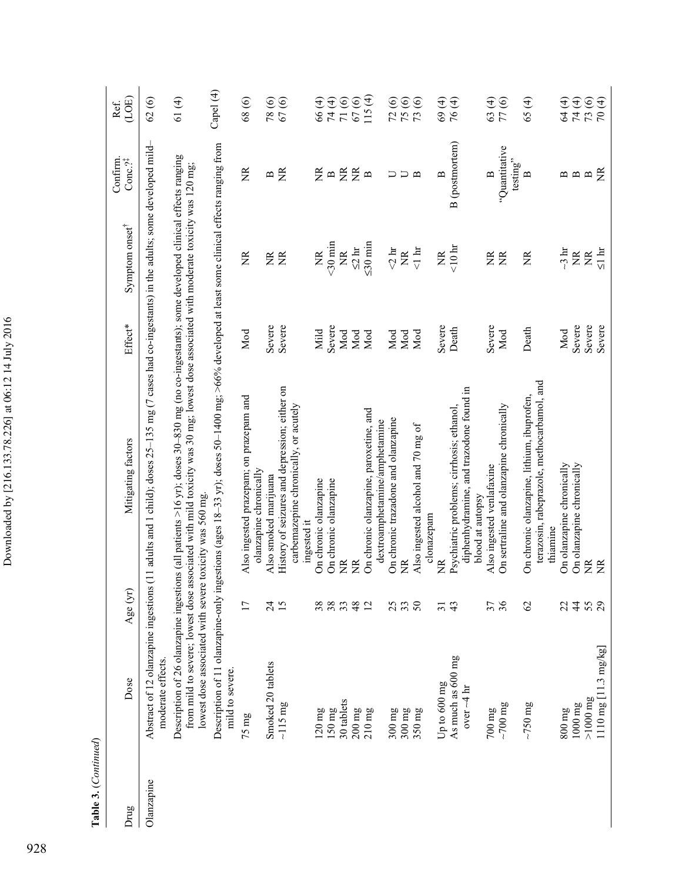**Table 3.** (*Continued*)

| Drug | Dose | Age (yr) | Mitigating factors | Effect* | Symptom onset[†] | Confirm. Conc.?[‡] | Ref. (LOE) |
|---|---|---|---|---|---|---|---|
| Olanzapine | Abstract of 12 olanzapine ingestions (11 adults and 1 child); doses 25–135 mg (7 cases had co-ingestants) in the adults; some developed mild–moderate effects. | | | | | | 62 (6) |
| | Description of 26 olanzapine ingestions (all patients >16 yr); doses 30–830 mg (no co-ingestants); some developed clinical effects ranging from mild to severe; lowest dose associated with mild toxicity was 30 mg; lowest dose associated with moderate toxicity was 120 mg; lowest dose associated with severe toxicity was 560 mg. | | | | | | 61 (4) |
| | Description of 11 olanzapine-only ingestions (ages 18–33 yr); doses 50–1400 mg; >66% developed at least some clinical effects ranging from mild to severe. | | | | | | Capel (4) |
| | 75 mg | 17 | Also ingested prazepam; on prazepam and olanzapine chronically | Mod | NR | NR | 68 (6) |
| | Smoked 20 tablets | 24 | Also smoked marijuana | Severe | NR | B | 78 (6) |
| | ~115 mg | 15 | History of seizures and depression; either on carbemazepine chronically, or acutely ingested it | Severe | NR | NR | 67 (6) |
| | 120 mg | 38 | On chronic olanzapine | Mild | NR | NR | 66 (4) |
| | 150 mg | 38 | On chronic olanzapine | Severe | <30 min | B | 74 (4) |
| | 30 tablets | 33 | NR | Mod | NR | NR | 71 (6) |
| | 200 mg | 48 | NR | Mod | ≤2 hr | NR | 67 (6) |
| | 210 mg | 12 | On chronic olanzapine, paroxetine, and dextroamphetamine/amphetamine | Mod | ≤30 min | B | 115 (4) |
| | 300 mg | 25 | On chronic trazadone and olanzapine | Mod | <2 hr | U | 72 (6) |
| | 300 mg | 33 | NR | Mod | NR | U | 75 (6) |
| | 350 mg | 50 | Also ingested alcohol and 70 mg of clonazepam | Mod | <1 hr | B | 73 (6) |
| | Up to 600 mg | 31 | NR | Severe | NR | B | 69 (4) |
| | As much as 600 mg over ~4 hr | 43 | Psychiatric problems; cirrhosis; ethanol, diphenhydramine, and trazodone found in blood at autopsy | Death | <10 hr | B (postmortem) | 76 (4) |
| | 700 mg | 37 | Also ingested venlafaxine | Severe | NR | B | 63 (4) |
| | ~700 mg | 36 | On sertraline and olanzapine chronically | Mod | NR | "Quantitative testing" | 77 (6) |
| | ~750 mg | 62 | On chronic olanzapine, lithium, ibuprofen, terazosin, rabeprazole, methocarbamol, and thiamine | Death | NR | B | 65 (4) |
| | 800 mg | 22 | On olanzapine chronically | Mod | ~3 hr | B | 64 (4) |
| | 1000 mg | 44 | On olanzapine chronically | Severe | NR | B | 74 (4) |
| | >1000 mg | 55 | NR | Severe | NR | B | 73 (6) |
| | 1110 mg [11.3 mg/kg] | 29 | NR | Severe | ≤1 hr | NR | 70 (4) |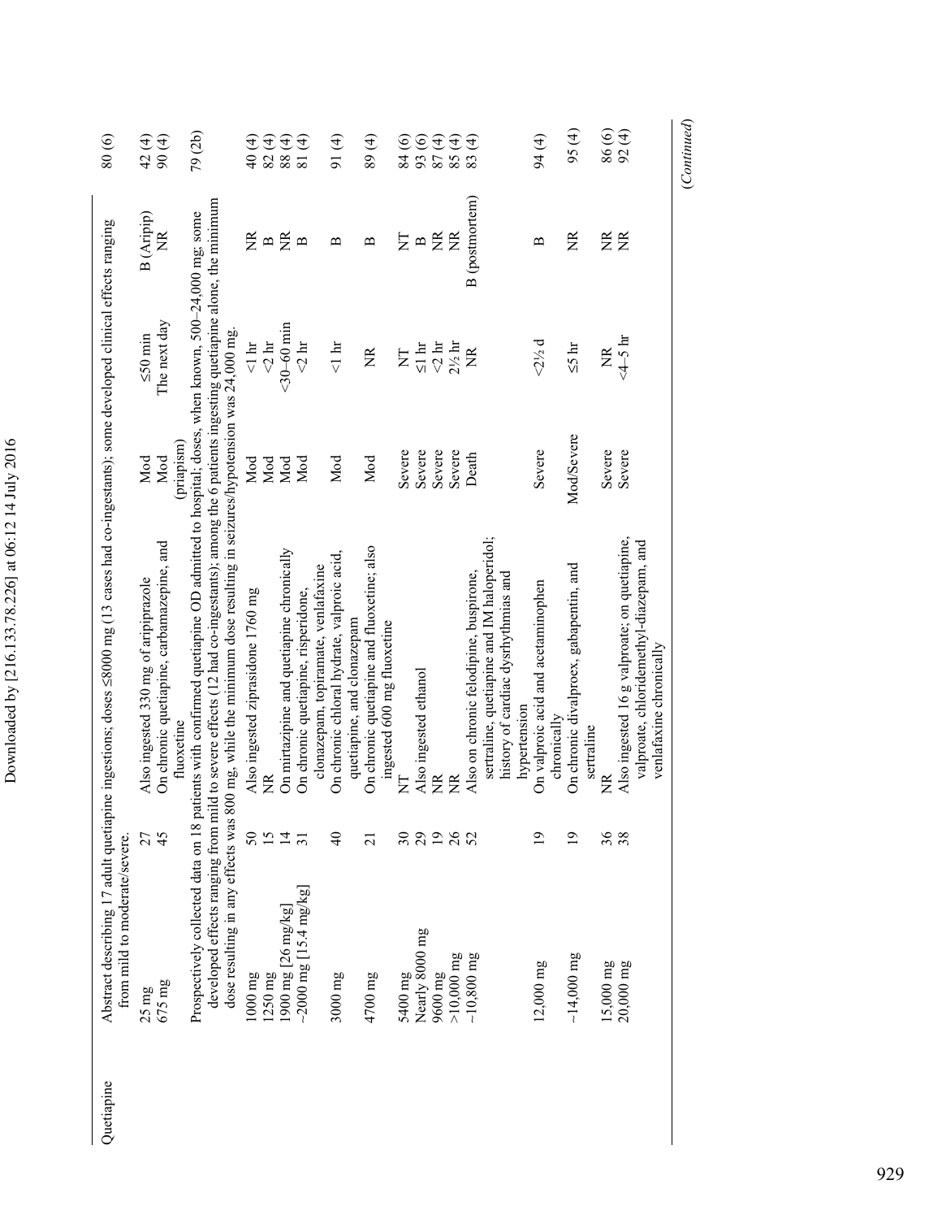| | | | | | | | |
|---|---|---|---|---|---|---|---|
| Quetiapine | Abstract describing 17 adult quetiapine ingestions; doses ≤8000 mg (13 cases had co-ingestants); some developed clinical effects ranging from mild to moderate/severe. | | | | | | 80 (6) |
| | 25 mg | 27 | Also ingested 330 mg of aripiprazole | Mod | ≤50 min | B (Aripip) | 42 (4) |
| | 675 mg | 45 | On chronic quetiapine, carbamazepine, and fluoxetine | Mod (priapism) | The next day | NR | 90 (4) |
| | Prospectively collected data on 18 patients with confirmed quetiapine OD admitted to hospital; doses, when known, 500–24,000 mg; some developed effects ranging from mild to severe effects (12 had co-ingestants); among the 6 patients ingesting quetiapine alone, the minimum dose resulting in any effects was 800 mg, while the minimum dose resulting in seizures/hypotension was 24,000 mg. | | | | | | 79 (2b) |
| | 1000 mg | 50 | Also ingested ziprasidone 1760 mg | Mod | <1 hr | NR | 40 (4) |
| | 1250 mg | 15 | NR | Mod | <2 hr | B | 82 (4) |
| | 1900 mg [26 mg/kg] | 14 | On mirtazipine and quetiapine chronically | Mod | <30–60 min | NR | 88 (4) |
| | ~2000 mg [15.4 mg/kg] | 31 | On chronic quetiapine, risperidone, clonazepam, topiramate, venlafaxine | Mod | <2 hr | B | 81 (4) |
| | 3000 mg | 40 | On chronic chloral hydrate, valproic acid, quetiapine, and clonazepam | Mod | <1 hr | B | 91 (4) |
| | 4700 mg | 21 | On chronic quetiapine and fluoxetine; also ingested 600 mg fluoxetine | Mod | NR | B | 89 (4) |
| | 5400 mg | 30 | NT | Severe | NT | NT | 84 (6) |
| | Nearly 8000 mg | 29 | Also ingested ethanol | Severe | ≤1 hr | B | 93 (6) |
| | 9600 mg | 19 | NR | Severe | <2 hr | NR | 87 (4) |
| | >10,000 mg | 26 | NR | Severe | 2½ hr | NR | 85 (4) |
| | ~10,800 mg | 52 | Also on chronic felodipine, buspirone, sertraline, quetiapine and IM haloperidol; history of cardiac dysrhythmias and hypertension | Death | NR | B (postmortem) | 83 (4) |
| | 12,000 mg | 19 | On valproic acid and acetaminophen chronically | Severe | <2½ d | B | 94 (4) |
| | ~14,000 mg | 19 | On chronic divalproex, gabapentin, and sertraline | Mod/Severe | ≤5 hr | NR | 95 (4) |
| | 15,000 mg | 36 | NR | Severe | NR | NR | 86 (6) |
| | 20,000 mg | 38 | Also ingested 16 g valproate; on quetiapine, valproate, chloridemethyl-diazepam, and venlafaxine chronically | Severe | <4–5 hr | NR | 92 (4) |

(*Continued*)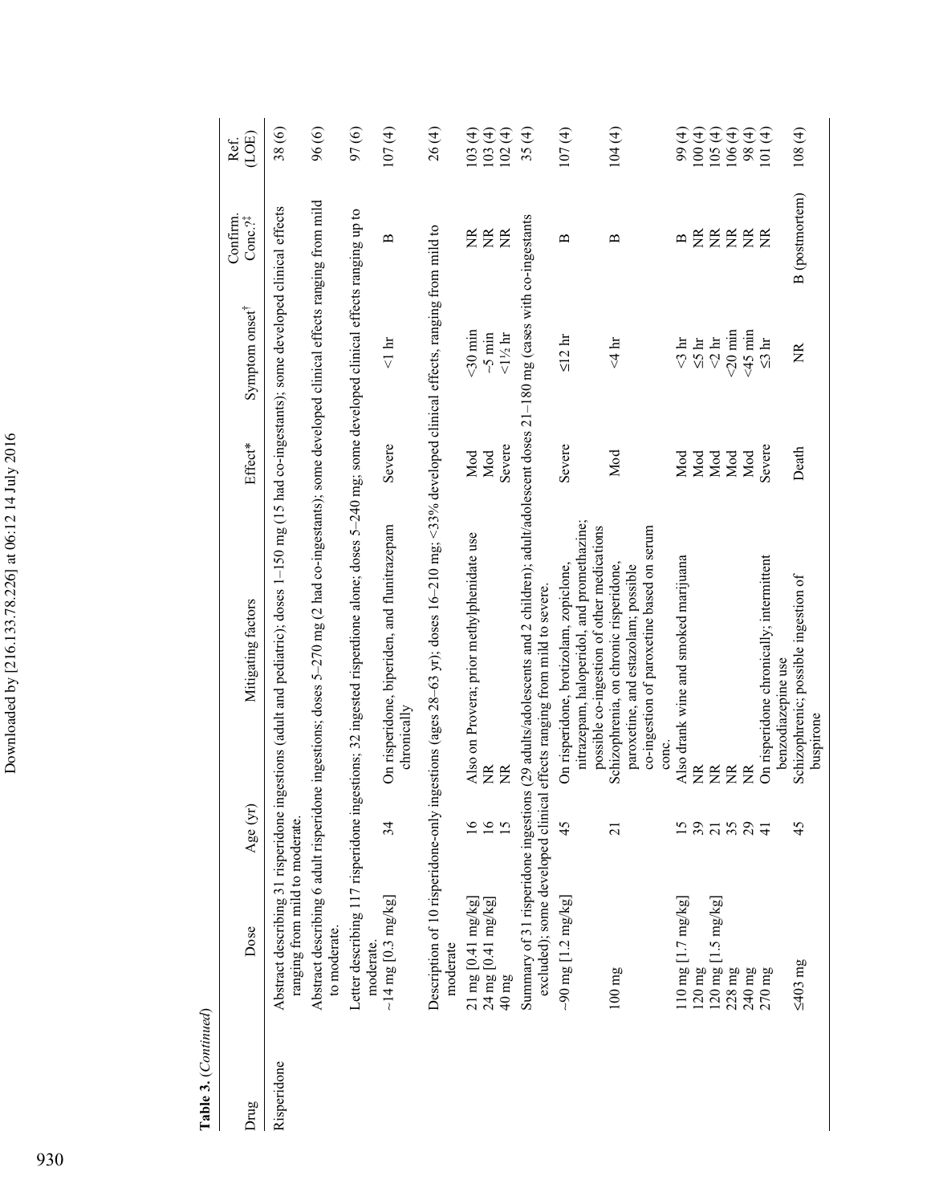**Table 3.** (*Continued*)

| Drug | Dose | Age (yr) | Mitigating factors | Effect* | Symptom onset[†] | Confirm. Conc.?[‡] | Ref. (LOE) |
|---|---|---|---|---|---|---|---|
| Risperidone | Abstract describing 31 risperidone ingestions (adult and pediatric); doses 1–150 mg (15 had co-ingestants); some developed clinical effects ranging from mild to moderate. | | | | | | 38 (6) |
| | Abstract describing 6 adult risperidone ingestions; doses 5–270 mg (2 had co-ingestants); some developed clinical effects ranging from mild to moderate. | | | | | | 96 (6) |
| | Letter describing 117 risperidone ingestions; 32 ingested risperidone alone; doses 5–240 mg; some developed clinical effects ranging up to moderate. | | | | | | 97 (6) |
| | ~14 mg [0.3 mg/kg] | 34 | On risperidone, biperiden, and flunitrazepam chronically | Severe | <1 hr | B | 107 (4) |
| | Description of 10 risperidone-only ingestions (ages 28–63 yr); doses 16–210 mg; <33% developed clinical effects, ranging from mild to moderate | | | | | | 26 (4) |
| | 21 mg [0.41 mg/kg] | 16 | Also on Provera; prior methylphenidate use | Mod | <30 min | NR | 103 (4) |
| | 24 mg [0.41 mg/kg] | 16 | NR | Mod | ~5 min | NR | 103 (4) |
| | 40 mg | 15 | NR | Severe | <1½ hr | NR | 102 (4) |
| | Summary of 31 risperidone ingestions (29 adults/adolescents and 2 children); adult/adolescent doses 21–180 mg (cases with co-ingestants excluded); some developed clinical effects ranging from mild to severe. | | | | | | 35 (4) |
| | ~90 mg [1.2 mg/kg] | 45 | On risperidone, brotizolam, zopiclone, nitrazepam, haloperidol, and promethazine; possible co-ingestion of other medications | Severe | ≤12 hr | B | 107 (4) |
| | 100 mg | 21 | Schizophrenia, on chronic risperidone, paroxetine, and estazolam; possible co-ingestion of paroxetine based on serum conc. | Mod | <4 hr | B | 104 (4) |
| | 110 mg [1.7 mg/kg] | 15 | Also drank wine and smoked marijuana | Mod | <3 hr | B | 99 (4) |
| | 120 mg | 39 | NR | Mod | ≤5 hr | NR | 100 (4) |
| | 120 mg [1.5 mg/kg] | 21 | NR | Mod | <2 hr | NR | 105 (4) |
| | 228 mg | 35 | NR | Mod | <20 min | NR | 106 (4) |
| | 240 mg | 29 | NR | Mod | <45 min | NR | 98 (4) |
| | 270 mg | 41 | On risperidone chronically; intermittent benzodiazepine use | Severe | ≤3 hr | NR | 101 (4) |
| | ≤403 mg | 45 | Schizophrenic; possible ingestion of buspirone | Death | NR | B (postmortem) | 108 (4) |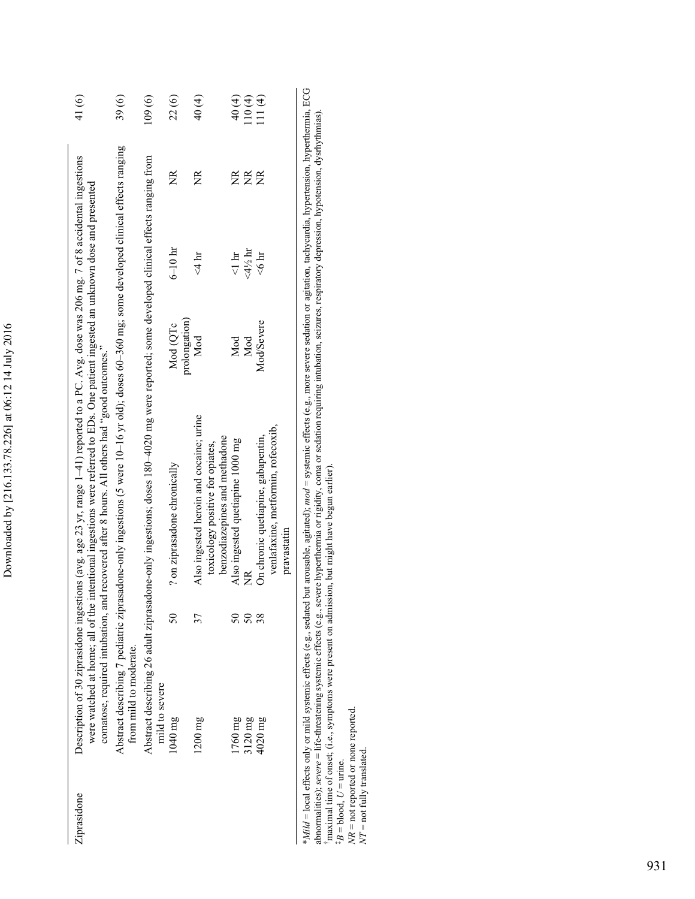| Ziprasidone | Description of 30 ziprasidone ingestions (avg. age 23 yr, range 1–41) reported to a PC. Avg. dose was 206 mg. 7 of 8 accidental ingestions were watched at home; all of the intentional ingestions were referred to EDs. One patient ingested an unknown dose and presented comatose, required intubation, and recovered after 8 hours. All others had "good outcomes." | | | | | | 41 (6) |
|---|---|---|---|---|---|---|---|
| | Abstract describing 7 pediatric ziprasadone-only ingestions (5 were 10–16 yr old); doses 60–360 mg; some developed clinical effects ranging from mild to moderate. | | | | | | 39 (6) |
| | Abstract describing 26 adult ziprasadone-only ingestions; doses 180–4020 mg were reported; some developed clinical effects ranging from mild to severe | | | | | | 109 (6) |
| | 1040 mg | 50 | ? on ziprasadone chronically | Mod (QTc prolongation) | 6–10 hr | NR | 22 (6) |
| | 1200 mg | 37 | Also ingested heroin and cocaine; urine toxicology positive for opiates, benzodiazepines and methadone | Mod | <4 hr | NR | 40 (4) |
| | 1760 mg | 50 | Also ingested quetiapine 1000 mg | Mod | <1 hr | NR | 40 (4) |
| | 3120 mg | 50 | NR | Mod | <4½ hr | NR | 110 (4) |
| | 4020 mg | 38 | On chronic quetiapine, gabapentin, venlafaxine, metformin, rofecoxib, pravastatin | Mod/Severe | <6 hr | NR | 111 (4) |

\**Mild* = local effects only or mild systemic effects (e.g., sedated but arousable, agitated); *mod* = systemic effects (e.g., more severe sedation or agitation, tachycardia, hypertension, hyperthermia, ECG abnormalities); *severe* = life-threatening systemic effects (e.g., severe hyperthermia or rigidity, coma or sedation requiring intubation, seizures, respiratory depression, hypotension, dysrhythmias).

†maximal time of onset; (i.e., symptoms were present on admission, but might have begun earlier).

‡*B* = blood, *U* = urine.

*NR* = not reported or none reported.

*NT* = not fully translated.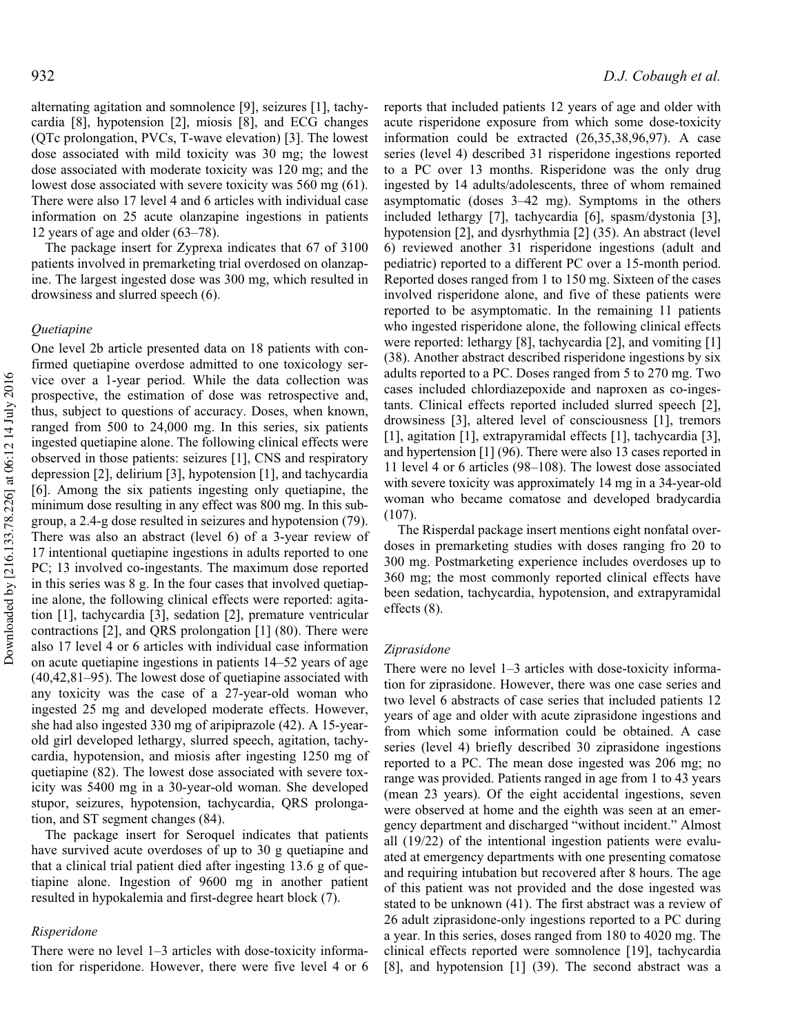alternating agitation and somnolence [9], seizures [1], tachycardia [8], hypotension [2], miosis [8], and ECG changes (QTc prolongation, PVCs, T-wave elevation) [3]. The lowest dose associated with mild toxicity was 30 mg; the lowest dose associated with moderate toxicity was 120 mg; and the lowest dose associated with severe toxicity was 560 mg (61). There were also 17 level 4 and 6 articles with individual case information on 25 acute olanzapine ingestions in patients 12 years of age and older (63–78).

The package insert for Zyprexa indicates that 67 of 3100 patients involved in premarketing trial overdosed on olanzapine. The largest ingested dose was 300 mg, which resulted in drowsiness and slurred speech (6).

*Quetiapine*

One level 2b article presented data on 18 patients with confirmed quetiapine overdose admitted to one toxicology service over a 1-year period. While the data collection was prospective, the estimation of dose was retrospective and, thus, subject to questions of accuracy. Doses, when known, ranged from 500 to 24,000 mg. In this series, six patients ingested quetiapine alone. The following clinical effects were observed in those patients: seizures [1], CNS and respiratory depression [2], delirium [3], hypotension [1], and tachycardia [6]. Among the six patients ingesting only quetiapine, the minimum dose resulting in any effect was 800 mg. In this subgroup, a 2.4-g dose resulted in seizures and hypotension (79). There was also an abstract (level 6) of a 3-year review of 17 intentional quetiapine ingestions in adults reported to one PC; 13 involved co-ingestants. The maximum dose reported in this series was 8 g. In the four cases that involved quetiapine alone, the following clinical effects were reported: agitation [1], tachycardia [3], sedation [2], premature ventricular contractions [2], and QRS prolongation [1] (80). There were also 17 level 4 or 6 articles with individual case information on acute quetiapine ingestions in patients 14–52 years of age (40,42,81–95). The lowest dose of quetiapine associated with any toxicity was the case of a 27-year-old woman who ingested 25 mg and developed moderate effects. However, she had also ingested 330 mg of aripiprazole (42). A 15-year-old girl developed lethargy, slurred speech, agitation, tachycardia, hypotension, and miosis after ingesting 1250 mg of quetiapine (82). The lowest dose associated with severe toxicity was 5400 mg in a 30-year-old woman. She developed stupor, seizures, hypotension, tachycardia, QRS prolongation, and ST segment changes (84).

The package insert for Seroquel indicates that patients have survived acute overdoses of up to 30 g quetiapine and that a clinical trial patient died after ingesting 13.6 g of quetiapine alone. Ingestion of 9600 mg in another patient resulted in hypokalemia and first-degree heart block (7).

*Risperidone*

There were no level 1–3 articles with dose-toxicity information for risperidone. However, there were five level 4 or 6 reports that included patients 12 years of age and older with acute risperidone exposure from which some dose-toxicity information could be extracted (26,35,38,96,97). A case series (level 4) described 31 risperidone ingestions reported to a PC over 13 months. Risperidone was the only drug ingested by 14 adults/adolescents, three of whom remained asymptomatic (doses 3–42 mg). Symptoms in the others included lethargy [7], tachycardia [6], spasm/dystonia [3], hypotension [2], and dysrhythmia [2] (35). An abstract (level 6) reviewed another 31 risperidone ingestions (adult and pediatric) reported to a different PC over a 15-month period. Reported doses ranged from 1 to 150 mg. Sixteen of the cases involved risperidone alone, and five of these patients were reported to be asymptomatic. In the remaining 11 patients who ingested risperidone alone, the following clinical effects were reported: lethargy [8], tachycardia [2], and vomiting [1] (38). Another abstract described risperidone ingestions by six adults reported to a PC. Doses ranged from 5 to 270 mg. Two cases included chlordiazepoxide and naproxen as co-ingestants. Clinical effects reported included slurred speech [2], drowsiness [3], altered level of consciousness [1], tremors [1], agitation [1], extrapyramidal effects [1], tachycardia [3], and hypertension [1] (96). There were also 13 cases reported in 11 level 4 or 6 articles (98–108). The lowest dose associated with severe toxicity was approximately 14 mg in a 34-year-old woman who became comatose and developed bradycardia (107).

The Risperdal package insert mentions eight nonfatal overdoses in premarketing studies with doses ranging fro 20 to 300 mg. Postmarketing experience includes overdoses up to 360 mg; the most commonly reported clinical effects have been sedation, tachycardia, hypotension, and extrapyramidal effects (8).

*Ziprasidone*

There were no level 1–3 articles with dose-toxicity information for ziprasidone. However, there was one case series and two level 6 abstracts of case series that included patients 12 years of age and older with acute ziprasidone ingestions and from which some information could be obtained. A case series (level 4) briefly described 30 ziprasidone ingestions reported to a PC. The mean dose ingested was 206 mg; no range was provided. Patients ranged in age from 1 to 43 years (mean 23 years). Of the eight accidental ingestions, seven were observed at home and the eighth was seen at an emergency department and discharged "without incident." Almost all (19/22) of the intentional ingestion patients were evaluated at emergency departments with one presenting comatose and requiring intubation but recovered after 8 hours. The age of this patient was not provided and the dose ingested was stated to be unknown (41). The first abstract was a review of 26 adult ziprasidone-only ingestions reported to a PC during a year. In this series, doses ranged from 180 to 4020 mg. The clinical effects reported were somnolence [19], tachycardia [8], and hypotension [1] (39). The second abstract was a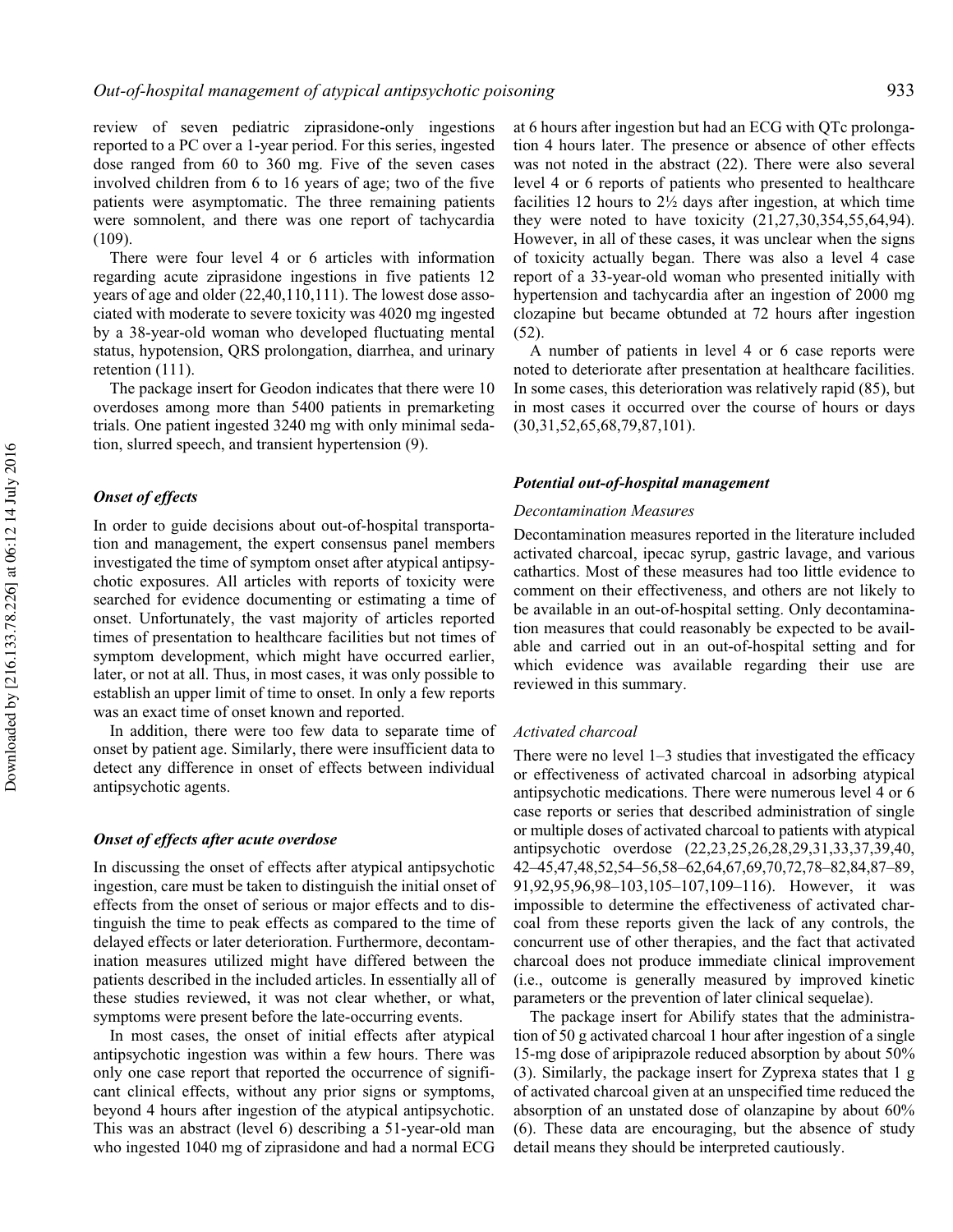review of seven pediatric ziprasidone-only ingestions reported to a PC over a 1-year period. For this series, ingested dose ranged from 60 to 360 mg. Five of the seven cases involved children from 6 to 16 years of age; two of the five patients were asymptomatic. The three remaining patients were somnolent, and there was one report of tachycardia (109).

There were four level 4 or 6 articles with information regarding acute ziprasidone ingestions in five patients 12 years of age and older (22,40,110,111). The lowest dose associated with moderate to severe toxicity was 4020 mg ingested by a 38-year-old woman who developed fluctuating mental status, hypotension, QRS prolongation, diarrhea, and urinary retention (111).

The package insert for Geodon indicates that there were 10 overdoses among more than 5400 patients in premarketing trials. One patient ingested 3240 mg with only minimal sedation, slurred speech, and transient hypertension (9).

### *Onset of effects*

In order to guide decisions about out-of-hospital transportation and management, the expert consensus panel members investigated the time of symptom onset after atypical antipsychotic exposures. All articles with reports of toxicity were searched for evidence documenting or estimating a time of onset. Unfortunately, the vast majority of articles reported times of presentation to healthcare facilities but not times of symptom development, which might have occurred earlier, later, or not at all. Thus, in most cases, it was only possible to establish an upper limit of time to onset. In only a few reports was an exact time of onset known and reported.

In addition, there were too few data to separate time of onset by patient age. Similarly, there were insufficient data to detect any difference in onset of effects between individual antipsychotic agents.

### *Onset of effects after acute overdose*

In discussing the onset of effects after atypical antipsychotic ingestion, care must be taken to distinguish the initial onset of effects from the onset of serious or major effects and to distinguish the time to peak effects as compared to the time of delayed effects or later deterioration. Furthermore, decontamination measures utilized might have differed between the patients described in the included articles. In essentially all of these studies reviewed, it was not clear whether, or what, symptoms were present before the late-occurring events.

In most cases, the onset of initial effects after atypical antipsychotic ingestion was within a few hours. There was only one case report that reported the occurrence of significant clinical effects, without any prior signs or symptoms, beyond 4 hours after ingestion of the atypical antipsychotic. This was an abstract (level 6) describing a 51-year-old man who ingested 1040 mg of ziprasidone and had a normal ECG at 6 hours after ingestion but had an ECG with QTc prolongation 4 hours later. The presence or absence of other effects was not noted in the abstract (22). There were also several level 4 or 6 reports of patients who presented to healthcare facilities 12 hours to 2½ days after ingestion, at which time they were noted to have toxicity (21,27,30,354,55,64,94). However, in all of these cases, it was unclear when the signs of toxicity actually began. There was also a level 4 case report of a 33-year-old woman who presented initially with hypertension and tachycardia after an ingestion of 2000 mg clozapine but became obtunded at 72 hours after ingestion (52).

A number of patients in level 4 or 6 case reports were noted to deteriorate after presentation at healthcare facilities. In some cases, this deterioration was relatively rapid (85), but in most cases it occurred over the course of hours or days (30,31,52,65,68,79,87,101).

### *Potential out-of-hospital management*

#### *Decontamination Measures*

Decontamination measures reported in the literature included activated charcoal, ipecac syrup, gastric lavage, and various cathartics. Most of these measures had too little evidence to comment on their effectiveness, and others are not likely to be available in an out-of-hospital setting. Only decontamination measures that could reasonably be expected to be available and carried out in an out-of-hospital setting and for which evidence was available regarding their use are reviewed in this summary.

#### *Activated charcoal*

There were no level 1–3 studies that investigated the efficacy or effectiveness of activated charcoal in adsorbing atypical antipsychotic medications. There were numerous level 4 or 6 case reports or series that described administration of single or multiple doses of activated charcoal to patients with atypical antipsychotic overdose (22,23,25,26,28,29,31,33,37,39,40, 42–45,47,48,52,54–56,58–62,64,67,69,70,72,78–82,84,87–89, 91,92,95,96,98–103,105–107,109–116). However, it was impossible to determine the effectiveness of activated charcoal from these reports given the lack of any controls, the concurrent use of other therapies, and the fact that activated charcoal does not produce immediate clinical improvement (i.e., outcome is generally measured by improved kinetic parameters or the prevention of later clinical sequelae).

The package insert for Abilify states that the administration of 50 g activated charcoal 1 hour after ingestion of a single 15-mg dose of aripiprazole reduced absorption by about 50% (3). Similarly, the package insert for Zyprexa states that 1 g of activated charcoal given at an unspecified time reduced the absorption of an unstated dose of olanzapine by about 60% (6). These data are encouraging, but the absence of study detail means they should be interpreted cautiously.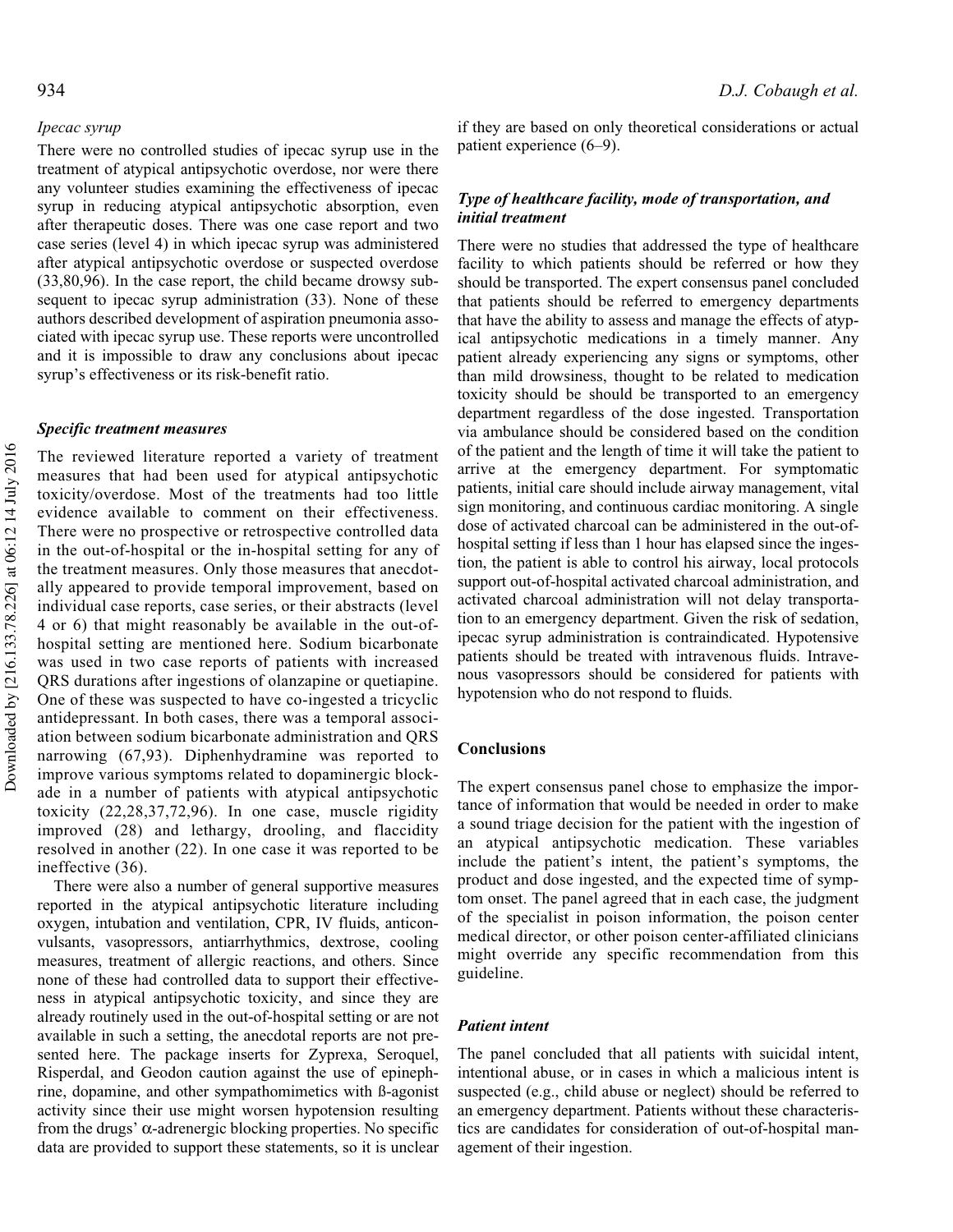### *Ipecac syrup*

There were no controlled studies of ipecac syrup use in the treatment of atypical antipsychotic overdose, nor were there any volunteer studies examining the effectiveness of ipecac syrup in reducing atypical antipsychotic absorption, even after therapeutic doses. There was one case report and two case series (level 4) in which ipecac syrup was administered after atypical antipsychotic overdose or suspected overdose (33,80,96). In the case report, the child became drowsy subsequent to ipecac syrup administration (33). None of these authors described development of aspiration pneumonia associated with ipecac syrup use. These reports were uncontrolled and it is impossible to draw any conclusions about ipecac syrup's effectiveness or its risk-benefit ratio.

### *Specific treatment measures*

The reviewed literature reported a variety of treatment measures that had been used for atypical antipsychotic toxicity/overdose. Most of the treatments had too little evidence available to comment on their effectiveness. There were no prospective or retrospective controlled data in the out-of-hospital or the in-hospital setting for any of the treatment measures. Only those measures that anecdotally appeared to provide temporal improvement, based on individual case reports, case series, or their abstracts (level 4 or 6) that might reasonably be available in the out-of-hospital setting are mentioned here. Sodium bicarbonate was used in two case reports of patients with increased QRS durations after ingestions of olanzapine or quetiapine. One of these was suspected to have co-ingested a tricyclic antidepressant. In both cases, there was a temporal association between sodium bicarbonate administration and QRS narrowing (67,93). Diphenhydramine was reported to improve various symptoms related to dopaminergic blockade in a number of patients with atypical antipsychotic toxicity (22,28,37,72,96). In one case, muscle rigidity improved (28) and lethargy, drooling, and flaccidity resolved in another (22). In one case it was reported to be ineffective (36).

There were also a number of general supportive measures reported in the atypical antipsychotic literature including oxygen, intubation and ventilation, CPR, IV fluids, anticonvulsants, vasopressors, antiarrhythmics, dextrose, cooling measures, treatment of allergic reactions, and others. Since none of these had controlled data to support their effectiveness in atypical antipsychotic toxicity, and since they are already routinely used in the out-of-hospital setting or are not available in such a setting, the anecdotal reports are not presented here. The package inserts for Zyprexa, Seroquel, Risperdal, and Geodon caution against the use of epinephrine, dopamine, and other sympathomimetics with ß-agonist activity since their use might worsen hypotension resulting from the drugs' α-adrenergic blocking properties. No specific data are provided to support these statements, so it is unclear if they are based on only theoretical considerations or actual patient experience (6–9).

### *Type of healthcare facility, mode of transportation, and initial treatment*

There were no studies that addressed the type of healthcare facility to which patients should be referred or how they should be transported. The expert consensus panel concluded that patients should be referred to emergency departments that have the ability to assess and manage the effects of atypical antipsychotic medications in a timely manner. Any patient already experiencing any signs or symptoms, other than mild drowsiness, thought to be related to medication toxicity should be should be transported to an emergency department regardless of the dose ingested. Transportation via ambulance should be considered based on the condition of the patient and the length of time it will take the patient to arrive at the emergency department. For symptomatic patients, initial care should include airway management, vital sign monitoring, and continuous cardiac monitoring. A single dose of activated charcoal can be administered in the out-of-hospital setting if less than 1 hour has elapsed since the ingestion, the patient is able to control his airway, local protocols support out-of-hospital activated charcoal administration, and activated charcoal administration will not delay transportation to an emergency department. Given the risk of sedation, ipecac syrup administration is contraindicated. Hypotensive patients should be treated with intravenous fluids. Intravenous vasopressors should be considered for patients with hypotension who do not respond to fluids.

## Conclusions

The expert consensus panel chose to emphasize the importance of information that would be needed in order to make a sound triage decision for the patient with the ingestion of an atypical antipsychotic medication. These variables include the patient's intent, the patient's symptoms, the product and dose ingested, and the expected time of symptom onset. The panel agreed that in each case, the judgment of the specialist in poison information, the poison center medical director, or other poison center-affiliated clinicians might override any specific recommendation from this guideline.

### *Patient intent*

The panel concluded that all patients with suicidal intent, intentional abuse, or in cases in which a malicious intent is suspected (e.g., child abuse or neglect) should be referred to an emergency department. Patients without these characteristics are candidates for consideration of out-of-hospital management of their ingestion.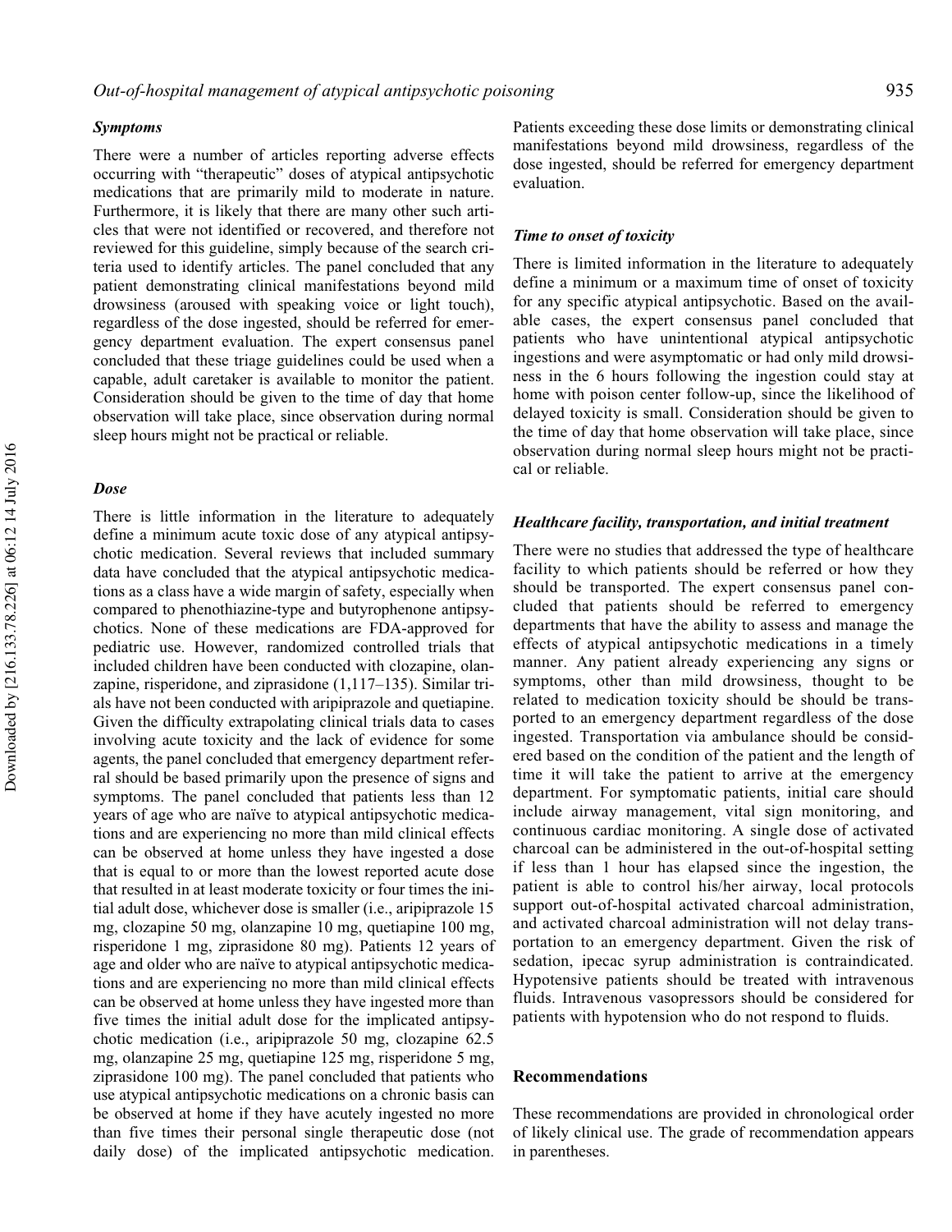### *Symptoms*

There were a number of articles reporting adverse effects occurring with "therapeutic" doses of atypical antipsychotic medications that are primarily mild to moderate in nature. Furthermore, it is likely that there are many other such articles that were not identified or recovered, and therefore not reviewed for this guideline, simply because of the search criteria used to identify articles. The panel concluded that any patient demonstrating clinical manifestations beyond mild drowsiness (aroused with speaking voice or light touch), regardless of the dose ingested, should be referred for emergency department evaluation. The expert consensus panel concluded that these triage guidelines could be used when a capable, adult caretaker is available to monitor the patient. Consideration should be given to the time of day that home observation will take place, since observation during normal sleep hours might not be practical or reliable.

### *Dose*

There is little information in the literature to adequately define a minimum acute toxic dose of any atypical antipsychotic medication. Several reviews that included summary data have concluded that the atypical antipsychotic medications as a class have a wide margin of safety, especially when compared to phenothiazine-type and butyrophenone antipsychotics. None of these medications are FDA-approved for pediatric use. However, randomized controlled trials that included children have been conducted with clozapine, olanzapine, risperidone, and ziprasidone (1,117–135). Similar trials have not been conducted with aripiprazole and quetiapine. Given the difficulty extrapolating clinical trials data to cases involving acute toxicity and the lack of evidence for some agents, the panel concluded that emergency department referral should be based primarily upon the presence of signs and symptoms. The panel concluded that patients less than 12 years of age who are naïve to atypical antipsychotic medications and are experiencing no more than mild clinical effects can be observed at home unless they have ingested a dose that is equal to or more than the lowest reported acute dose that resulted in at least moderate toxicity or four times the initial adult dose, whichever dose is smaller (i.e., aripiprazole 15 mg, clozapine 50 mg, olanzapine 10 mg, quetiapine 100 mg, risperidone 1 mg, ziprasidone 80 mg). Patients 12 years of age and older who are naïve to atypical antipsychotic medications and are experiencing no more than mild clinical effects can be observed at home unless they have ingested more than five times the initial adult dose for the implicated antipsychotic medication (i.e., aripiprazole 50 mg, clozapine 62.5 mg, olanzapine 25 mg, quetiapine 125 mg, risperidone 5 mg, ziprasidone 100 mg). The panel concluded that patients who use atypical antipsychotic medications on a chronic basis can be observed at home if they have acutely ingested no more than five times their personal single therapeutic dose (not daily dose) of the implicated antipsychotic medication. Patients exceeding these dose limits or demonstrating clinical manifestations beyond mild drowsiness, regardless of the dose ingested, should be referred for emergency department evaluation.

### *Time to onset of toxicity*

There is limited information in the literature to adequately define a minimum or a maximum time of onset of toxicity for any specific atypical antipsychotic. Based on the available cases, the expert consensus panel concluded that patients who have unintentional atypical antipsychotic ingestions and were asymptomatic or had only mild drowsiness in the 6 hours following the ingestion could stay at home with poison center follow-up, since the likelihood of delayed toxicity is small. Consideration should be given to the time of day that home observation will take place, since observation during normal sleep hours might not be practical or reliable.

### *Healthcare facility, transportation, and initial treatment*

There were no studies that addressed the type of healthcare facility to which patients should be referred or how they should be transported. The expert consensus panel concluded that patients should be referred to emergency departments that have the ability to assess and manage the effects of atypical antipsychotic medications in a timely manner. Any patient already experiencing any signs or symptoms, other than mild drowsiness, thought to be related to medication toxicity should be should be transported to an emergency department regardless of the dose ingested. Transportation via ambulance should be considered based on the condition of the patient and the length of time it will take the patient to arrive at the emergency department. For symptomatic patients, initial care should include airway management, vital sign monitoring, and continuous cardiac monitoring. A single dose of activated charcoal can be administered in the out-of-hospital setting if less than 1 hour has elapsed since the ingestion, the patient is able to control his/her airway, local protocols support out-of-hospital activated charcoal administration, and activated charcoal administration will not delay transportation to an emergency department. Given the risk of sedation, ipecac syrup administration is contraindicated. Hypotensive patients should be treated with intravenous fluids. Intravenous vasopressors should be considered for patients with hypotension who do not respond to fluids.

## Recommendations

These recommendations are provided in chronological order of likely clinical use. The grade of recommendation appears in parentheses.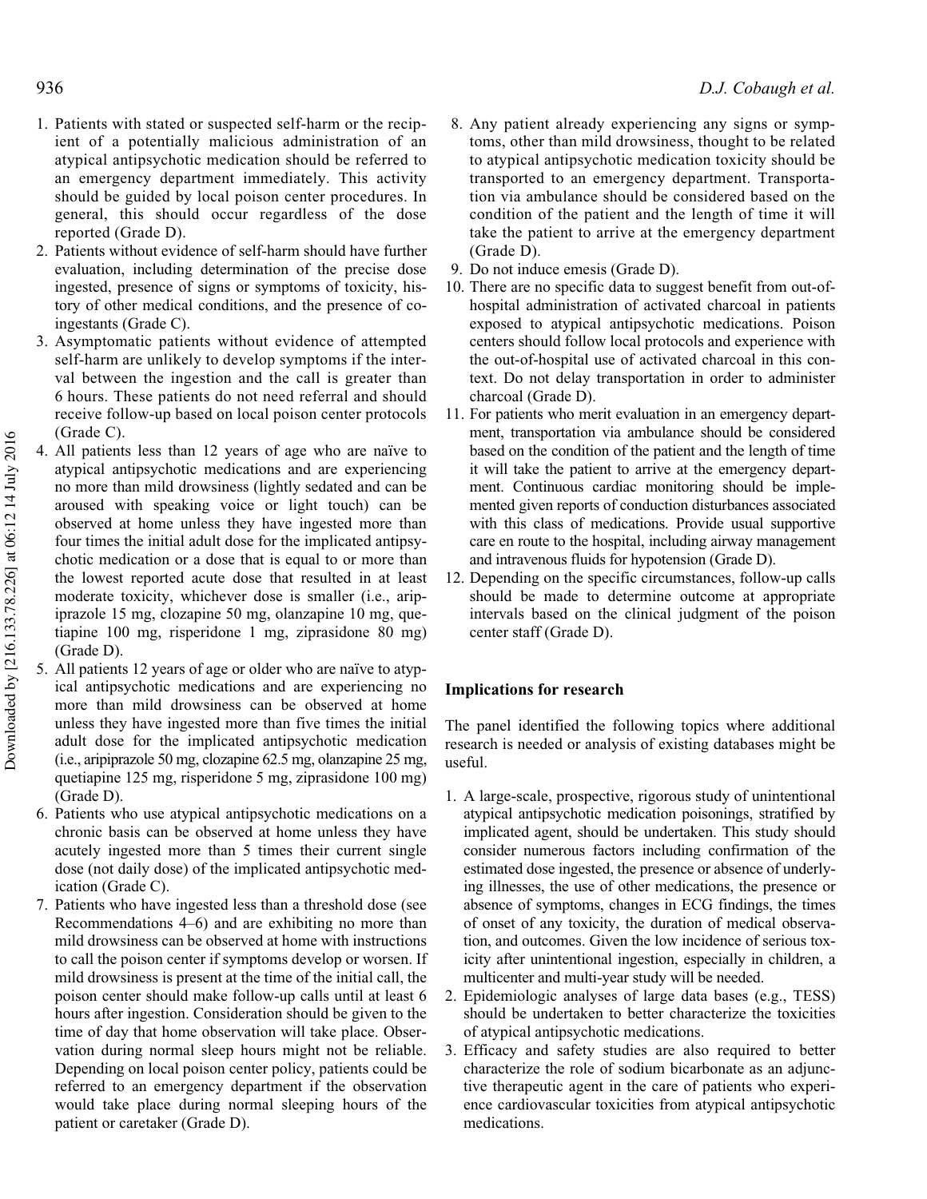1. Patients with stated or suspected self-harm or the recipient of a potentially malicious administration of an atypical antipsychotic medication should be referred to an emergency department immediately. This activity should be guided by local poison center procedures. In general, this should occur regardless of the dose reported (Grade D).
2. Patients without evidence of self-harm should have further evaluation, including determination of the precise dose ingested, presence of signs or symptoms of toxicity, history of other medical conditions, and the presence of co-ingestants (Grade C).
3. Asymptomatic patients without evidence of attempted self-harm are unlikely to develop symptoms if the interval between the ingestion and the call is greater than 6 hours. These patients do not need referral and should receive follow-up based on local poison center protocols (Grade C).
4. All patients less than 12 years of age who are naïve to atypical antipsychotic medications and are experiencing no more than mild drowsiness (lightly sedated and can be aroused with speaking voice or light touch) can be observed at home unless they have ingested more than four times the initial adult dose for the implicated antipsychotic medication or a dose that is equal to or more than the lowest reported acute dose that resulted in at least moderate toxicity, whichever dose is smaller (i.e., aripiprazole 15 mg, clozapine 50 mg, olanzapine 10 mg, quetiapine 100 mg, risperidone 1 mg, ziprasidone 80 mg) (Grade D).
5. All patients 12 years of age or older who are naïve to atypical antipsychotic medications and are experiencing no more than mild drowsiness can be observed at home unless they have ingested more than five times the initial adult dose for the implicated antipsychotic medication (i.e., aripiprazole 50 mg, clozapine 62.5 mg, olanzapine 25 mg, quetiapine 125 mg, risperidone 5 mg, ziprasidone 100 mg) (Grade D).
6. Patients who use atypical antipsychotic medications on a chronic basis can be observed at home unless they have acutely ingested more than 5 times their current single dose (not daily dose) of the implicated antipsychotic medication (Grade C).
7. Patients who have ingested less than a threshold dose (see Recommendations 4–6) and are exhibiting no more than mild drowsiness can be observed at home with instructions to call the poison center if symptoms develop or worsen. If mild drowsiness is present at the time of the initial call, the poison center should make follow-up calls until at least 6 hours after ingestion. Consideration should be given to the time of day that home observation will take place. Observation during normal sleep hours might not be reliable. Depending on local poison center policy, patients could be referred to an emergency department if the observation would take place during normal sleeping hours of the patient or caretaker (Grade D).
8. Any patient already experiencing any signs or symptoms, other than mild drowsiness, thought to be related to atypical antipsychotic medication toxicity should be transported to an emergency department. Transportation via ambulance should be considered based on the condition of the patient and the length of time it will take the patient to arrive at the emergency department (Grade D).
9. Do not induce emesis (Grade D).
10. There are no specific data to suggest benefit from out-of-hospital administration of activated charcoal in patients exposed to atypical antipsychotic medications. Poison centers should follow local protocols and experience with the out-of-hospital use of activated charcoal in this context. Do not delay transportation in order to administer charcoal (Grade D).
11. For patients who merit evaluation in an emergency department, transportation via ambulance should be considered based on the condition of the patient and the length of time it will take the patient to arrive at the emergency department. Continuous cardiac monitoring should be implemented given reports of conduction disturbances associated with this class of medications. Provide usual supportive care en route to the hospital, including airway management and intravenous fluids for hypotension (Grade D).
12. Depending on the specific circumstances, follow-up calls should be made to determine outcome at appropriate intervals based on the clinical judgment of the poison center staff (Grade D).

## Implications for research

The panel identified the following topics where additional research is needed or analysis of existing databases might be useful.

1. A large-scale, prospective, rigorous study of unintentional atypical antipsychotic medication poisonings, stratified by implicated agent, should be undertaken. This study should consider numerous factors including confirmation of the estimated dose ingested, the presence or absence of underlying illnesses, the use of other medications, the presence or absence of symptoms, changes in ECG findings, the times of onset of any toxicity, the duration of medical observation, and outcomes. Given the low incidence of serious toxicity after unintentional ingestion, especially in children, a multicenter and multi-year study will be needed.
2. Epidemiologic analyses of large data bases (e.g., TESS) should be undertaken to better characterize the toxicities of atypical antipsychotic medications.
3. Efficacy and safety studies are also required to better characterize the role of sodium bicarbonate as an adjunctive therapeutic agent in the care of patients who experience cardiovascular toxicities from atypical antipsychotic medications.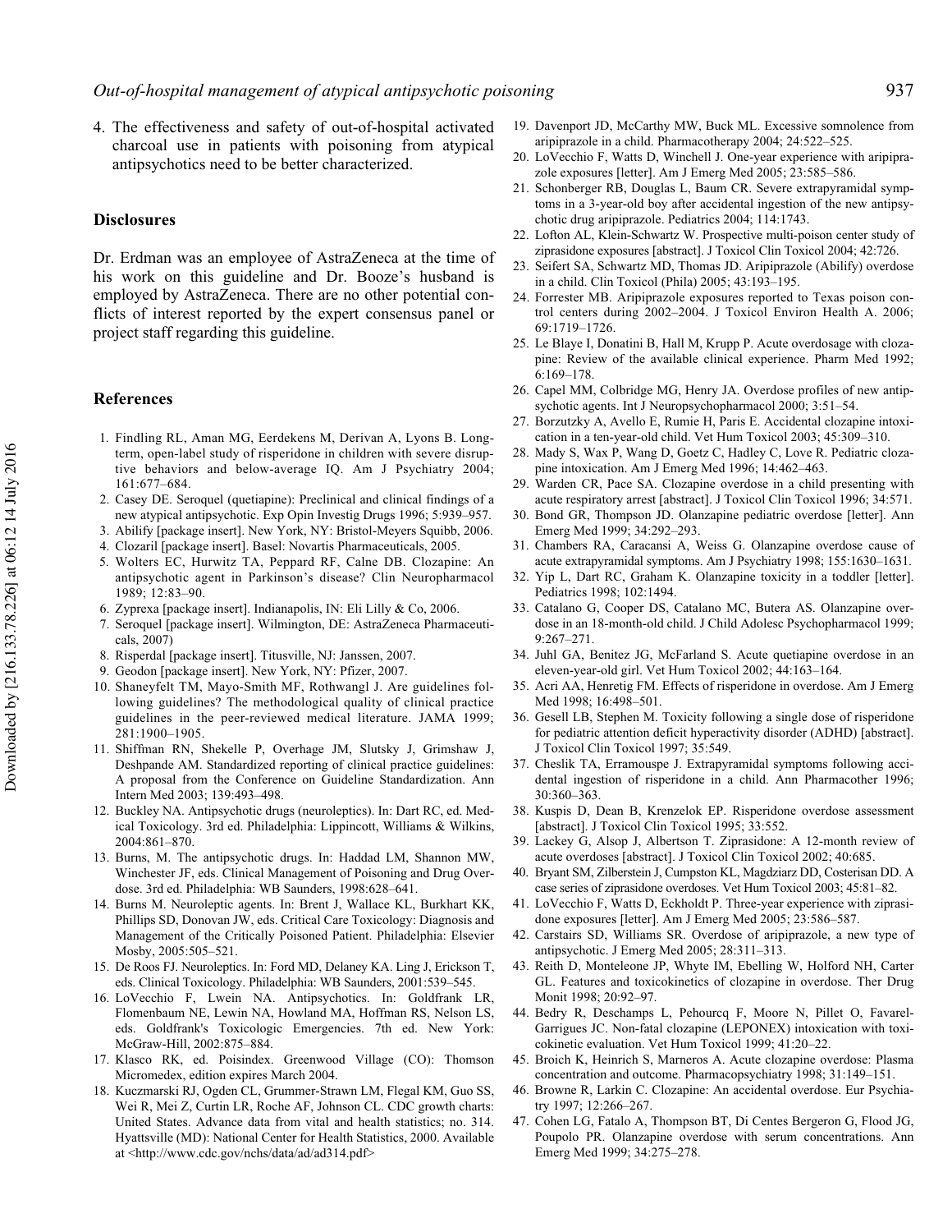4. The effectiveness and safety of out-of-hospital activated charcoal use in patients with poisoning from atypical antipsychotics need to be better characterized.

## Disclosures

Dr. Erdman was an employee of AstraZeneca at the time of his work on this guideline and Dr. Booze's husband is employed by AstraZeneca. There are no other potential conflicts of interest reported by the expert consensus panel or project staff regarding this guideline.

## References

1. Findling RL, Aman MG, Eerdekens M, Derivan A, Lyons B. Long-term, open-label study of risperidone in children with severe disruptive behaviors and below-average IQ. Am J Psychiatry 2004; 161:677–684.
2. Casey DE. Seroquel (quetiapine): Preclinical and clinical findings of a new atypical antipsychotic. Exp Opin Investig Drugs 1996; 5:939–957.
3. Abilify [package insert]. New York, NY: Bristol-Meyers Squibb, 2006.
4. Clozaril [package insert]. Basel: Novartis Pharmaceuticals, 2005.
5. Wolters EC, Hurwitz TA, Peppard RF, Calne DB. Clozapine: An antipsychotic agent in Parkinson's disease? Clin Neuropharmacol 1989; 12:83–90.
6. Zyprexa [package insert]. Indianapolis, IN: Eli Lilly & Co, 2006.
7. Seroquel [package insert]. Wilmington, DE: AstraZeneca Pharmaceuticals, 2007)
8. Risperdal [package insert]. Titusville, NJ: Janssen, 2007.
9. Geodon [package insert]. New York, NY: Pfizer, 2007.
10. Shaneyfelt TM, Mayo-Smith MF, Rothwangl J. Are guidelines following guidelines? The methodological quality of clinical practice guidelines in the peer-reviewed medical literature. JAMA 1999; 281:1900–1905.
11. Shiffman RN, Shekelle P, Overhage JM, Slutsky J, Grimshaw J, Deshpande AM. Standardized reporting of clinical practice guidelines: A proposal from the Conference on Guideline Standardization. Ann Intern Med 2003; 139:493–498.
12. Buckley NA. Antipsychotic drugs (neuroleptics). In: Dart RC, ed. Medical Toxicology. 3rd ed. Philadelphia: Lippincott, Williams & Wilkins, 2004:861–870.
13. Burns, M. The antipsychotic drugs. In: Haddad LM, Shannon MW, Winchester JF, eds. Clinical Management of Poisoning and Drug Overdose. 3rd ed. Philadelphia: WB Saunders, 1998:628–641.
14. Burns M. Neuroleptic agents. In: Brent J, Wallace KL, Burkhart KK, Phillips SD, Donovan JW, eds. Critical Care Toxicology: Diagnosis and Management of the Critically Poisoned Patient. Philadelphia: Elsevier Mosby, 2005:505–521.
15. De Roos FJ. Neuroleptics. In: Ford MD, Delaney KA. Ling J, Erickson T, eds. Clinical Toxicology. Philadelphia: WB Saunders, 2001:539–545.
16. LoVecchio F, Lwein NA. Antipsychotics. In: Goldfrank LR, Flomenbaum NE, Lewin NA, Howland MA, Hoffman RS, Nelson LS, eds. Goldfrank's Toxicologic Emergencies. 7th ed. New York: McGraw-Hill, 2002:875–884.
17. Klasco RK, ed. Poisindex. Greenwood Village (CO): Thomson Micromedex, edition expires March 2004.
18. Kuczmarski RJ, Ogden CL, Grummer-Strawn LM, Flegal KM, Guo SS, Wei R, Mei Z, Curtin LR, Roche AF, Johnson CL. CDC growth charts: United States. Advance data from vital and health statistics; no. 314. Hyattsville (MD): National Center for Health Statistics, 2000. Available at <http://www.cdc.gov/nchs/data/ad/ad314.pdf>
19. Davenport JD, McCarthy MW, Buck ML. Excessive somnolence from aripiprazole in a child. Pharmacotherapy 2004; 24:522–525.
20. LoVecchio F, Watts D, Winchell J. One-year experience with aripiprazole exposures [letter]. Am J Emerg Med 2005; 23:585–586.
21. Schonberger RB, Douglas L, Baum CR. Severe extrapyramidal symptoms in a 3-year-old boy after accidental ingestion of the new antipsychotic drug aripiprazole. Pediatrics 2004; 114:1743.
22. Lofton AL, Klein-Schwartz W. Prospective multi-poison center study of ziprasidone exposures [abstract]. J Toxicol Clin Toxicol 2004; 42:726.
23. Seifert SA, Schwartz MD, Thomas JD. Aripiprazole (Abilify) overdose in a child. Clin Toxicol (Phila) 2005; 43:193–195.
24. Forrester MB. Aripiprazole exposures reported to Texas poison control centers during 2002–2004. J Toxicol Environ Health A. 2006; 69:1719–1726.
25. Le Blaye I, Donatini B, Hall M, Krupp P. Acute overdosage with clozapine: Review of the available clinical experience. Pharm Med 1992; 6:169–178.
26. Capel MM, Colbridge MG, Henry JA. Overdose profiles of new antipsychotic agents. Int J Neuropsychopharmacol 2000; 3:51–54.
27. Borzutzky A, Avello E, Rumie H, Paris E. Accidental clozapine intoxication in a ten-year-old child. Vet Hum Toxicol 2003; 45:309–310.
28. Mady S, Wax P, Wang D, Goetz C, Hadley C, Love R. Pediatric clozapine intoxication. Am J Emerg Med 1996; 14:462–463.
29. Warden CR, Pace SA. Clozapine overdose in a child presenting with acute respiratory arrest [abstract]. J Toxicol Clin Toxicol 1996; 34:571.
30. Bond GR, Thompson JD. Olanzapine pediatric overdose [letter]. Ann Emerg Med 1999; 34:292–293.
31. Chambers RA, Caracansi A, Weiss G. Olanzapine overdose cause of acute extrapyramidal symptoms. Am J Psychiatry 1998; 155:1630–1631.
32. Yip L, Dart RC, Graham K. Olanzapine toxicity in a toddler [letter]. Pediatrics 1998; 102:1494.
33. Catalano G, Cooper DS, Catalano MC, Butera AS. Olanzapine overdose in an 18-month-old child. J Child Adolesc Psychopharmacol 1999; 9:267–271.
34. Juhl GA, Benitez JG, McFarland S. Acute quetiapine overdose in an eleven-year-old girl. Vet Hum Toxicol 2002; 44:163–164.
35. Acri AA, Henretig FM. Effects of risperidone in overdose. Am J Emerg Med 1998; 16:498–501.
36. Gesell LB, Stephen M. Toxicity following a single dose of risperidone for pediatric attention deficit hyperactivity disorder (ADHD) [abstract]. J Toxicol Clin Toxicol 1997; 35:549.
37. Cheslik TA, Erramouspe J. Extrapyramidal symptoms following accidental ingestion of risperidone in a child. Ann Pharmacother 1996; 30:360–363.
38. Kuspis D, Dean B, Krenzelok EP. Risperidone overdose assessment [abstract]. J Toxicol Clin Toxicol 1995; 33:552.
39. Lackey G, Alsop J, Albertson T. Ziprasidone: A 12-month review of acute overdoses [abstract]. J Toxicol Clin Toxicol 2002; 40:685.
40. Bryant SM, Zilberstein J, Cumpston KL, Magdziarz DD, Costerisan DD. A case series of ziprasidone overdoses. Vet Hum Toxicol 2003; 45:81–82.
41. LoVecchio F, Watts D, Eckholdt P. Three-year experience with ziprasidone exposures [letter]. Am J Emerg Med 2005; 23:586–587.
42. Carstairs SD, Williams SR. Overdose of aripiprazole, a new type of antipsychotic. J Emerg Med 2005; 28:311–313.
43. Reith D, Monteleone JP, Whyte IM, Ebelling W, Holford NH, Carter GL. Features and toxicokinetics of clozapine in overdose. Ther Drug Monit 1998; 20:92–97.
44. Bedry R, Deschamps L, Pehourcq F, Moore N, Pillet O, Favarel-Garrigues JC. Non-fatal clozapine (LEPONEX) intoxication with toxicokinetic evaluation. Vet Hum Toxicol 1999; 41:20–22.
45. Broich K, Heinrich S, Marneros A. Acute clozapine overdose: Plasma concentration and outcome. Pharmacopsychiatry 1998; 31:149–151.
46. Browne R, Larkin C. Clozapine: An accidental overdose. Eur Psychiatry 1997; 12:266–267.
47. Cohen LG, Fatalo A, Thompson BT, Di Centes Bergeron G, Flood JG, Poupolo PR. Olanzapine overdose with serum concentrations. Ann Emerg Med 1999; 34:275–278.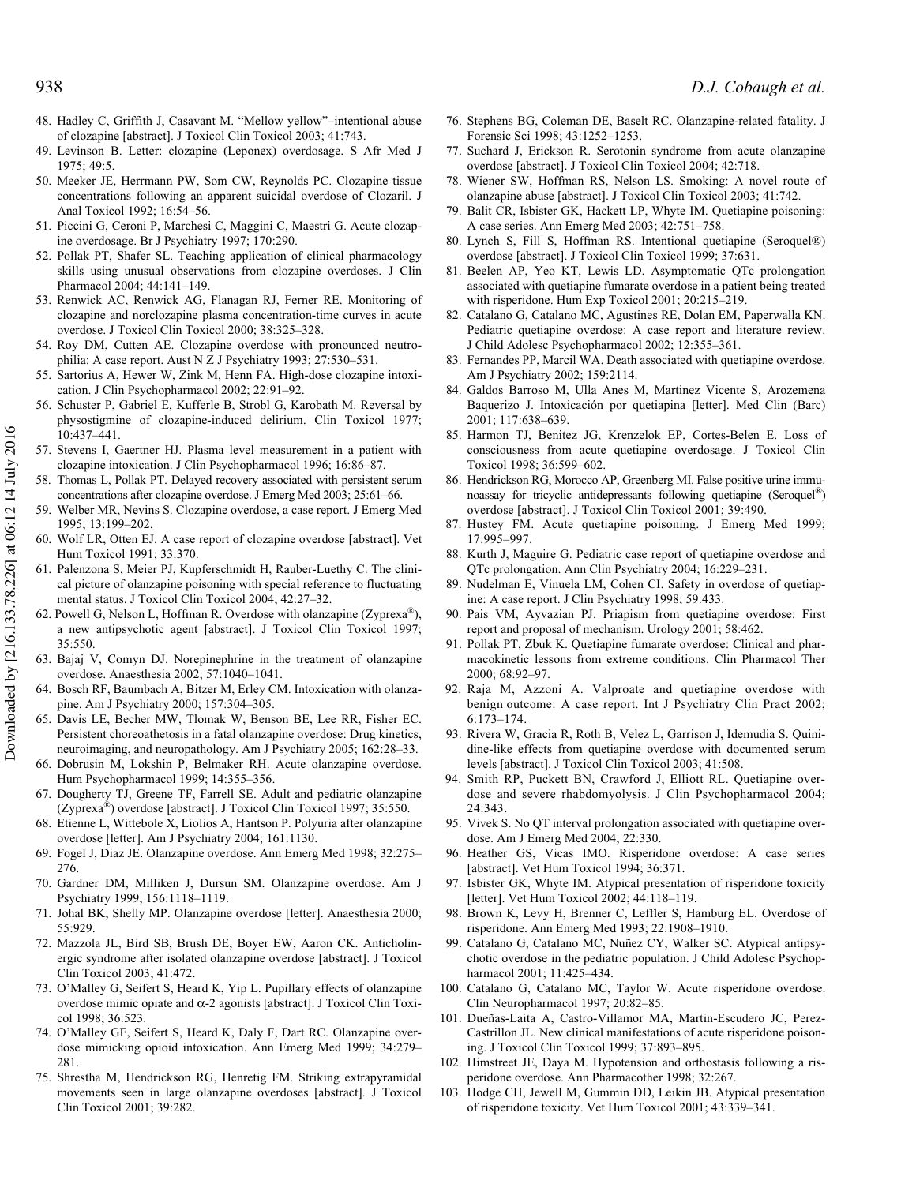48. Hadley C, Griffith J, Casavant M. "Mellow yellow"–intentional abuse of clozapine [abstract]. J Toxicol Clin Toxicol 2003; 41:743.
49. Levinson B. Letter: clozapine (Leponex) overdosage. S Afr Med J 1975; 49:5.
50. Meeker JE, Herrmann PW, Som CW, Reynolds PC. Clozapine tissue concentrations following an apparent suicidal overdose of Clozaril. J Anal Toxicol 1992; 16:54–56.
51. Piccini G, Ceroni P, Marchesi C, Maggini C, Maestri G. Acute clozapine overdosage. Br J Psychiatry 1997; 170:290.
52. Pollak PT, Shafer SL. Teaching application of clinical pharmacology skills using unusual observations from clozapine overdoses. J Clin Pharmacol 2004; 44:141–149.
53. Renwick AC, Renwick AG, Flanagan RJ, Ferner RE. Monitoring of clozapine and norclozapine plasma concentration-time curves in acute overdose. J Toxicol Clin Toxicol 2000; 38:325–328.
54. Roy DM, Cutten AE. Clozapine overdose with pronounced neutrophilia: A case report. Aust N Z J Psychiatry 1993; 27:530–531.
55. Sartorius A, Hewer W, Zink M, Henn FA. High-dose clozapine intoxication. J Clin Psychopharmacol 2002; 22:91–92.
56. Schuster P, Gabriel E, Kufferle B, Strobl G, Karobath M. Reversal by physostigmine of clozapine-induced delirium. Clin Toxicol 1977; 10:437–441.
57. Stevens I, Gaertner HJ. Plasma level measurement in a patient with clozapine intoxication. J Clin Psychopharmacol 1996; 16:86–87.
58. Thomas L, Pollak PT. Delayed recovery associated with persistent serum concentrations after clozapine overdose. J Emerg Med 2003; 25:61–66.
59. Welber MR, Nevins S. Clozapine overdose, a case report. J Emerg Med 1995; 13:199–202.
60. Wolf LR, Otten EJ. A case report of clozapine overdose [abstract]. Vet Hum Toxicol 1991; 33:370.
61. Palenzona S, Meier PJ, Kupferschmidt H, Rauber-Luethy C. The clinical picture of olanzapine poisoning with special reference to fluctuating mental status. J Toxicol Clin Toxicol 2004; 42:27–32.
62. Powell G, Nelson L, Hoffman R. Overdose with olanzapine (Zyprexa®), a new antipsychotic agent [abstract]. J Toxicol Clin Toxicol 1997; 35:550.
63. Bajaj V, Comyn DJ. Norepinephrine in the treatment of olanzapine overdose. Anaesthesia 2002; 57:1040–1041.
64. Bosch RF, Baumbach A, Bitzer M, Erley CM. Intoxication with olanzapine. Am J Psychiatry 2000; 157:304–305.
65. Davis LE, Becher MW, Tlomak W, Benson BE, Lee RR, Fisher EC. Persistent choreoathetosis in a fatal olanzapine overdose: Drug kinetics, neuroimaging, and neuropathology. Am J Psychiatry 2005; 162:28–33.
66. Dobrusin M, Lokshin P, Belmaker RH. Acute olanzapine overdose. Hum Psychopharmacol 1999; 14:355–356.
67. Dougherty TJ, Greene TF, Farrell SE. Adult and pediatric olanzapine (Zyprexa®) overdose [abstract]. J Toxicol Clin Toxicol 1997; 35:550.
68. Etienne L, Wittebole X, Liolios A, Hantson P. Polyuria after olanzapine overdose [letter]. Am J Psychiatry 2004; 161:1130.
69. Fogel J, Diaz JE. Olanzapine overdose. Ann Emerg Med 1998; 32:275–276.
70. Gardner DM, Milliken J, Dursun SM. Olanzapine overdose. Am J Psychiatry 1999; 156:1118–1119.
71. Johal BK, Shelly MP. Olanzapine overdose [letter]. Anaesthesia 2000; 55:929.
72. Mazzola JL, Bird SB, Brush DE, Boyer EW, Aaron CK. Anticholinergic syndrome after isolated olanzapine overdose [abstract]. J Toxicol Clin Toxicol 2003; 41:472.
73. O'Malley G, Seifert S, Heard K, Yip L. Pupillary effects of olanzapine overdose mimic opiate and α-2 agonists [abstract]. J Toxicol Clin Toxicol 1998; 36:523.
74. O'Malley GF, Seifert S, Heard K, Daly F, Dart RC. Olanzapine overdose mimicking opioid intoxication. Ann Emerg Med 1999; 34:279–281.
75. Shrestha M, Hendrickson RG, Henretig FM. Striking extrapyramidal movements seen in large olanzapine overdoses [abstract]. J Toxicol Clin Toxicol 2001; 39:282.
76. Stephens BG, Coleman DE, Baselt RC. Olanzapine-related fatality. J Forensic Sci 1998; 43:1252–1253.
77. Suchard J, Erickson R. Serotonin syndrome from acute olanzapine overdose [abstract]. J Toxicol Clin Toxicol 2004; 42:718.
78. Wiener SW, Hoffman RS, Nelson LS. Smoking: A novel route of olanzapine abuse [abstract]. J Toxicol Clin Toxicol 2003; 41:742.
79. Balit CR, Isbister GK, Hackett LP, Whyte IM. Quetiapine poisoning: A case series. Ann Emerg Med 2003; 42:751–758.
80. Lynch S, Fill S, Hoffman RS. Intentional quetiapine (Seroquel®) overdose [abstract]. J Toxicol Clin Toxicol 1999; 37:631.
81. Beelen AP, Yeo KT, Lewis LD. Asymptomatic QTc prolongation associated with quetiapine fumarate overdose in a patient being treated with risperidone. Hum Exp Toxicol 2001; 20:215–219.
82. Catalano G, Catalano MC, Agustines RE, Dolan EM, Paperwalla KN. Pediatric quetiapine overdose: A case report and literature review. J Child Adolesc Psychopharmacol 2002; 12:355–361.
83. Fernandes PP, Marcil WA. Death associated with quetiapine overdose. Am J Psychiatry 2002; 159:2114.
84. Galdos Barroso M, Ulla Anes M, Martinez Vicente S, Arozemena Baquerizo J. Intoxicación por quetiapina [letter]. Med Clin (Barc) 2001; 117:638–639.
85. Harmon TJ, Benitez JG, Krenzelok EP, Cortes-Belen E. Loss of consciousness from acute quetiapine overdosage. J Toxicol Clin Toxicol 1998; 36:599–602.
86. Hendrickson RG, Morocco AP, Greenberg MI. False positive urine immunoassay for tricyclic antidepressants following quetiapine (Seroquel®) overdose [abstract]. J Toxicol Clin Toxicol 2001; 39:490.
87. Hustey FM. Acute quetiapine poisoning. J Emerg Med 1999; 17:995–997.
88. Kurth J, Maguire G. Pediatric case report of quetiapine overdose and QTc prolongation. Ann Clin Psychiatry 2004; 16:229–231.
89. Nudelman E, Vinuela LM, Cohen CI. Safety in overdose of quetiapine: A case report. J Clin Psychiatry 1998; 59:433.
90. Pais VM, Ayvazian PJ. Priapism from quetiapine overdose: First report and proposal of mechanism. Urology 2001; 58:462.
91. Pollak PT, Zbuk K. Quetiapine fumarate overdose: Clinical and pharmacokinetic lessons from extreme conditions. Clin Pharmacol Ther 2000; 68:92–97.
92. Raja M, Azzoni A. Valproate and quetiapine overdose with benign outcome: A case report. Int J Psychiatry Clin Pract 2002; 6:173–174.
93. Rivera W, Gracia R, Roth B, Velez L, Garrison J, Idemudia S. Quinidine-like effects from quetiapine overdose with documented serum levels [abstract]. J Toxicol Clin Toxicol 2003; 41:508.
94. Smith RP, Puckett BN, Crawford J, Elliott RL. Quetiapine overdose and severe rhabdomyolysis. J Clin Psychopharmacol 2004; 24:343.
95. Vivek S. No QT interval prolongation associated with quetiapine overdose. Am J Emerg Med 2004; 22:330.
96. Heather GS, Vicas IMO. Risperidone overdose: A case series [abstract]. Vet Hum Toxicol 1994; 36:371.
97. Isbister GK, Whyte IM. Atypical presentation of risperidone toxicity [letter]. Vet Hum Toxicol 2002; 44:118–119.
98. Brown K, Levy H, Brenner C, Leffler S, Hamburg EL. Overdose of risperidone. Ann Emerg Med 1993; 22:1908–1910.
99. Catalano G, Catalano MC, Nuñez CY, Walker SC. Atypical antipsychotic overdose in the pediatric population. J Child Adolesc Psychopharmacol 2001; 11:425–434.
100. Catalano G, Catalano MC, Taylor W. Acute risperidone overdose. Clin Neuropharmacol 1997; 20:82–85.
101. Dueñas-Laita A, Castro-Villamor MA, Martin-Escudero JC, Perez-Castrillon JL. New clinical manifestations of acute risperidone poisoning. J Toxicol Clin Toxicol 1999; 37:893–895.
102. Himstreet JE, Daya M. Hypotension and orthostasis following a risperidone overdose. Ann Pharmacother 1998; 32:267.
103. Hodge CH, Jewell M, Gummin DD, Leikin JB. Atypical presentation of risperidone toxicity. Vet Hum Toxicol 2001; 43:339–341.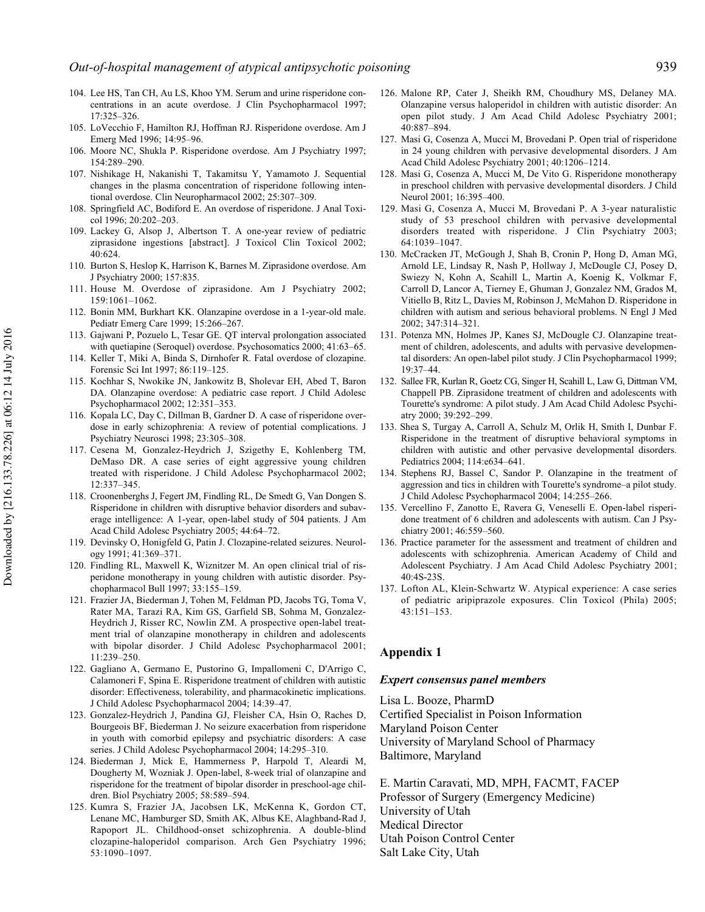104. Lee HS, Tan CH, Au LS, Khoo YM. Serum and urine risperidone concentrations in an acute overdose. J Clin Psychopharmacol 1997; 17:325–326.
105. LoVecchio F, Hamilton RJ, Hoffman RJ. Risperidone overdose. Am J Emerg Med 1996; 14:95–96.
106. Moore NC, Shukla P. Risperidone overdose. Am J Psychiatry 1997; 154:289–290.
107. Nishikage H, Nakanishi T, Takamitsu Y, Yamamoto J. Sequential changes in the plasma concentration of risperidone following intentional overdose. Clin Neuropharmacol 2002; 25:307–309.
108. Springfield AC, Bodiford E. An overdose of risperidone. J Anal Toxicol 1996; 20:202–203.
109. Lackey G, Alsop J, Albertson T. A one-year review of pediatric ziprasidone ingestions [abstract]. J Toxicol Clin Toxicol 2002; 40:624.
110. Burton S, Heslop K, Harrison K, Barnes M. Ziprasidone overdose. Am J Psychiatry 2000; 157:835.
111. House M. Overdose of ziprasidone. Am J Psychiatry 2002; 159:1061–1062.
112. Bonin MM, Burkhart KK. Olanzapine overdose in a 1-year-old male. Pediatr Emerg Care 1999; 15:266–267.
113. Gajwani P, Pozuelo L, Tesar GE. QT interval prolongation associated with quetiapine (Seroquel) overdose. Psychosomatics 2000; 41:63–65.
114. Keller T, Miki A, Binda S, Dirnhofer R. Fatal overdose of clozapine. Forensic Sci Int 1997; 86:119–125.
115. Kochhar S, Nwokike JN, Jankowitz B, Sholevar EH, Abed T, Baron DA. Olanzapine overdose: A pediatric case report. J Child Adolesc Psychopharmacol 2002; 12:351–353.
116. Kopala LC, Day C, Dillman B, Gardner D. A case of risperidone overdose in early schizophrenia: A review of potential complications. J Psychiatry Neurosci 1998; 23:305–308.
117. Cesena M, Gonzalez-Heydrich J, Szigethy E, Kohlenberg TM, DeMaso DR. A case series of eight aggressive young children treated with risperidone. J Child Adolesc Psychopharmacol 2002; 12:337–345.
118. Croonenberghs J, Fegert JM, Findling RL, De Smedt G, Van Dongen S. Risperidone in children with disruptive behavior disorders and subaverage intelligence: A 1-year, open-label study of 504 patients. J Am Acad Child Adolesc Psychiatry 2005; 44:64–72.
119. Devinsky O, Honigfeld G, Patin J. Clozapine-related seizures. Neurology 1991; 41:369–371.
120. Findling RL, Maxwell K, Wiznitzer M. An open clinical trial of risperidone monotherapy in young children with autistic disorder. Psychopharmacol Bull 1997; 33:155–159.
121. Frazier JA, Biederman J, Tohen M, Feldman PD, Jacobs TG, Toma V, Rater MA, Tarazi RA, Kim GS, Garfield SB, Sohma M, Gonzalez-Heydrich J, Risser RC, Nowlin ZM. A prospective open-label treatment trial of olanzapine monotherapy in children and adolescents with bipolar disorder. J Child Adolesc Psychopharmacol 2001; 11:239–250.
122. Gagliano A, Germano E, Pustorino G, Impallomeni C, D'Arrigo C, Calamoneri F, Spina E. Risperidone treatment of children with autistic disorder: Effectiveness, tolerability, and pharmacokinetic implications. J Child Adolesc Psychopharmacol 2004; 14:39–47.
123. Gonzalez-Heydrich J, Pandina GJ, Fleisher CA, Hsin O, Raches D, Bourgeois BF, Biederman J. No seizure exacerbation from risperidone in youth with comorbid epilepsy and psychiatric disorders: A case series. J Child Adolesc Psychopharmacol 2004; 14:295–310.
124. Biederman J, Mick E, Hammerness P, Harpold T, Aleardi M, Dougherty M, Wozniak J. Open-label, 8-week trial of olanzapine and risperidone for the treatment of bipolar disorder in preschool-age children. Biol Psychiatry 2005; 58:589–594.
125. Kumra S, Frazier JA, Jacobsen LK, McKenna K, Gordon CT, Lenane MC, Hamburger SD, Smith AK, Albus KE, Alaghband-Rad J, Rapoport JL. Childhood-onset schizophrenia. A double-blind clozapine-haloperidol comparison. Arch Gen Psychiatry 1996; 53:1090–1097.
126. Malone RP, Cater J, Sheikh RM, Choudhury MS, Delaney MA. Olanzapine versus haloperidol in children with autistic disorder: An open pilot study. J Am Acad Child Adolesc Psychiatry 2001; 40:887–894.
127. Masi G, Cosenza A, Mucci M, Brovedani P. Open trial of risperidone in 24 young children with pervasive developmental disorders. J Am Acad Child Adolesc Psychiatry 2001; 40:1206–1214.
128. Masi G, Cosenza A, Mucci M, De Vito G. Risperidone monotherapy in preschool children with pervasive developmental disorders. J Child Neurol 2001; 16:395–400.
129. Masi G, Cosenza A, Mucci M, Brovedani P. A 3-year naturalistic study of 53 preschool children with pervasive developmental disorders treated with risperidone. J Clin Psychiatry 2003; 64:1039–1047.
130. McCracken JT, McGough J, Shah B, Cronin P, Hong D, Aman MG, Arnold LE, Lindsay R, Nash P, Hollway J, McDougle CJ, Posey D, Swiezy N, Kohn A, Scahill L, Martin A, Koenig K, Volkmar F, Carroll D, Lancor A, Tierney E, Ghuman J, Gonzalez NM, Grados M, Vitiello B, Ritz L, Davies M, Robinson J, McMahon D. Risperidone in children with autism and serious behavioral problems. N Engl J Med 2002; 347:314–321.
131. Potenza MN, Holmes JP, Kanes SJ, McDougle CJ. Olanzapine treatment of children, adolescents, and adults with pervasive developmental disorders: An open-label pilot study. J Clin Psychopharmacol 1999; 19:37–44.
132. Sallee FR, Kurlan R, Goetz CG, Singer H, Scahill L, Law G, Dittman VM, Chappell PB. Ziprasidone treatment of children and adolescents with Tourette's syndrome: A pilot study. J Am Acad Child Adolesc Psychiatry 2000; 39:292–299.
133. Shea S, Turgay A, Carroll A, Schulz M, Orlik H, Smith I, Dunbar F. Risperidone in the treatment of disruptive behavioral symptoms in children with autistic and other pervasive developmental disorders. Pediatrics 2004; 114:e634–641.
134. Stephens RJ, Bassel C, Sandor P. Olanzapine in the treatment of aggression and tics in children with Tourette's syndrome–a pilot study. J Child Adolesc Psychopharmacol 2004; 14:255–266.
135. Vercellino F, Zanotto E, Ravera G, Veneselli E. Open-label risperidone treatment of 6 children and adolescents with autism. Can J Psychiatry 2001; 46:559–560.
136. Practice parameter for the assessment and treatment of children and adolescents with schizophrenia. American Academy of Child and Adolescent Psychiatry. J Am Acad Child Adolesc Psychiatry 2001; 40:4S-23S.
137. Lofton AL, Klein-Schwartz W. Atypical experience: A case series of pediatric aripiprazole exposures. Clin Toxicol (Phila) 2005; 43:151–153.

## Appendix 1

### *Expert consensus panel members*

Lisa L. Booze, PharmD
Certified Specialist in Poison Information
Maryland Poison Center
University of Maryland School of Pharmacy
Baltimore, Maryland

E. Martin Caravati, MD, MPH, FACMT, FACEP
Professor of Surgery (Emergency Medicine)
University of Utah
Medical Director
Utah Poison Control Center
Salt Lake City, Utah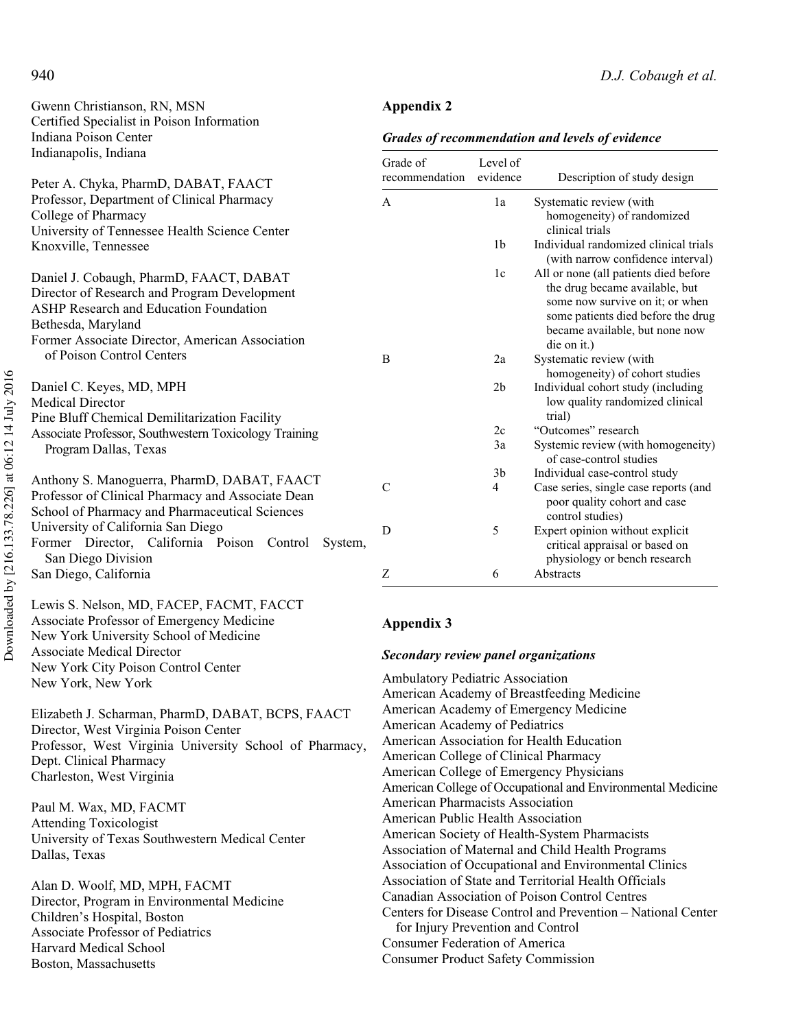Gwenn Christianson, RN, MSN
Certified Specialist in Poison Information
Indiana Poison Center
Indianapolis, Indiana

Peter A. Chyka, PharmD, DABAT, FAACT
Professor, Department of Clinical Pharmacy
College of Pharmacy
University of Tennessee Health Science Center
Knoxville, Tennessee

Daniel J. Cobaugh, PharmD, FAACT, DABAT
Director of Research and Program Development
ASHP Research and Education Foundation
Bethesda, Maryland
Former Associate Director, American Association of Poison Control Centers

Daniel C. Keyes, MD, MPH
Medical Director
Pine Bluff Chemical Demilitarization Facility
Associate Professor, Southwestern Toxicology Training Program Dallas, Texas

Anthony S. Manoguerra, PharmD, DABAT, FAACT
Professor of Clinical Pharmacy and Associate Dean
School of Pharmacy and Pharmaceutical Sciences
University of California San Diego
Former Director, California Poison Control System, San Diego Division
San Diego, California

Lewis S. Nelson, MD, FACEP, FACMT, FACCT
Associate Professor of Emergency Medicine
New York University School of Medicine
Associate Medical Director
New York City Poison Control Center
New York, New York

Elizabeth J. Scharman, PharmD, DABAT, BCPS, FAACT
Director, West Virginia Poison Center
Professor, West Virginia University School of Pharmacy, Dept. Clinical Pharmacy
Charleston, West Virginia

Paul M. Wax, MD, FACMT
Attending Toxicologist
University of Texas Southwestern Medical Center
Dallas, Texas

Alan D. Woolf, MD, MPH, FACMT
Director, Program in Environmental Medicine
Children's Hospital, Boston
Associate Professor of Pediatrics
Harvard Medical School
Boston, Massachusetts

## Appendix 2

***Grades of recommendation and levels of evidence***

| Grade of recommendation | Level of evidence | Description of study design |
|---|---|---|
| A | 1a | Systematic review (with homogeneity) of randomized clinical trials |
| | 1b | Individual randomized clinical trials (with narrow confidence interval) |
| | 1c | All or none (all patients died before the drug became available, but some now survive on it; or when some patients died before the drug became available, but none now die on it.) |
| B | 2a | Systematic review (with homogeneity) of cohort studies |
| | 2b | Individual cohort study (including low quality randomized clinical trial) |
| | 2c | "Outcomes" research |
| | 3a | Systemic review (with homogeneity) of case-control studies |
| | 3b | Individual case-control study |
| C | 4 | Case series, single case reports (and poor quality cohort and case control studies) |
| D | 5 | Expert opinion without explicit critical appraisal or based on physiology or bench research |
| Z | 6 | Abstracts |

## Appendix 3

***Secondary review panel organizations***

Ambulatory Pediatric Association
American Academy of Breastfeeding Medicine
American Academy of Emergency Medicine
American Academy of Pediatrics
American Association for Health Education
American College of Clinical Pharmacy
American College of Emergency Physicians
American College of Occupational and Environmental Medicine
American Pharmacists Association
American Public Health Association
American Society of Health-System Pharmacists
Association of Maternal and Child Health Programs
Association of Occupational and Environmental Clinics
Association of State and Territorial Health Officials
Canadian Association of Poison Control Centres
Centers for Disease Control and Prevention – National Center for Injury Prevention and Control
Consumer Federation of America
Consumer Product Safety Commission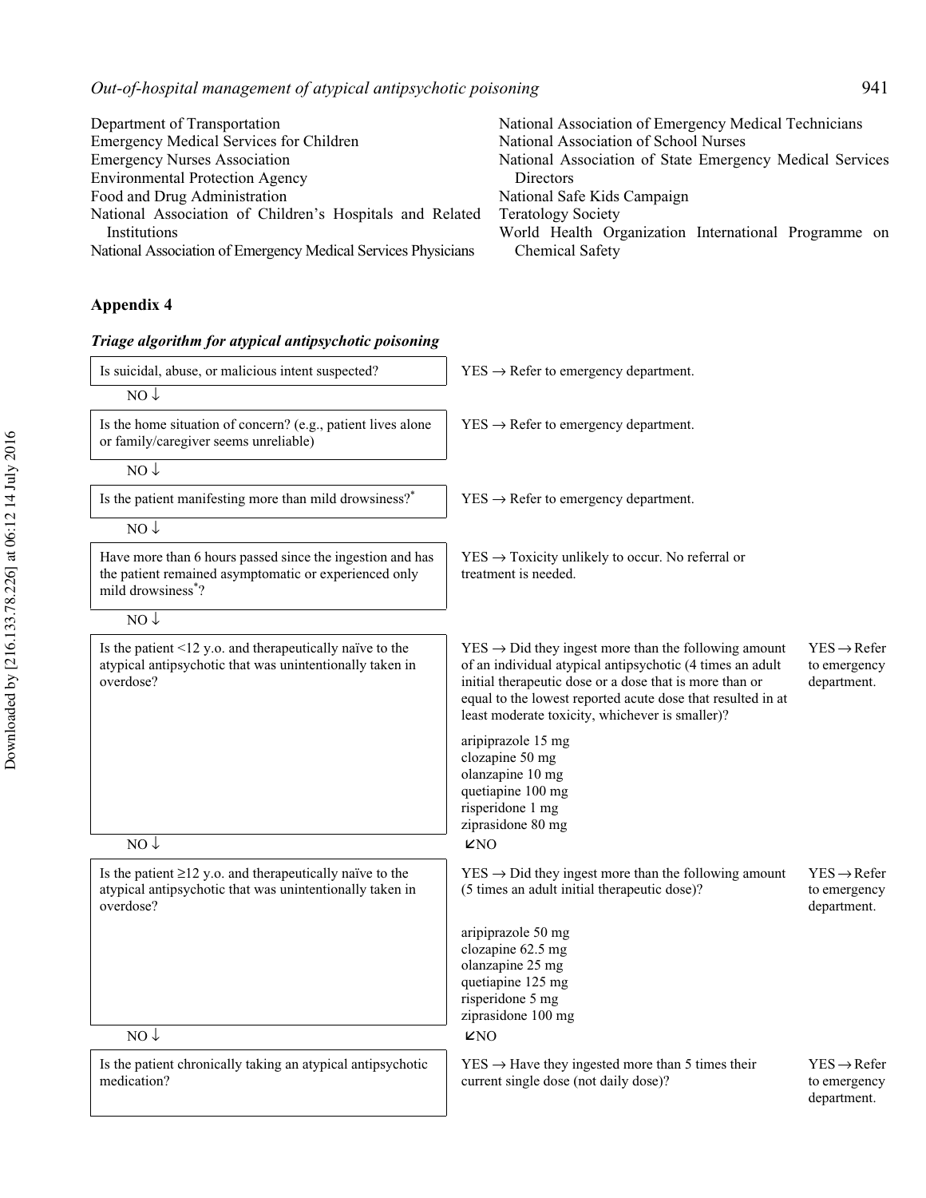Department of Transportation
Emergency Medical Services for Children
Emergency Nurses Association
Environmental Protection Agency
Food and Drug Administration
National Association of Children's Hospitals and Related Institutions
National Association of Emergency Medical Services Physicians
National Association of Emergency Medical Technicians
National Association of School Nurses
National Association of State Emergency Medical Services Directors
National Safe Kids Campaign
Teratology Society
World Health Organization International Programme on Chemical Safety

## Appendix 4

### *Triage algorithm for atypical antipsychotic poisoning*

| Question | If YES | |
|---|---|---|
| Is suicidal, abuse, or malicious intent suspected? | YES → Refer to emergency department. | |
| NO ↓ | | |
| Is the home situation of concern? (e.g., patient lives alone or family/caregiver seems unreliable) | YES → Refer to emergency department. | |
| NO ↓ | | |
| Is the patient manifesting more than mild drowsiness?* | YES → Refer to emergency department. | |
| NO ↓ | | |
| Have more than 6 hours passed since the ingestion and has the patient remained asymptomatic or experienced only mild drowsiness*? | YES → Toxicity unlikely to occur. No referral or treatment is needed. | |
| NO ↓ | | |
| Is the patient <12 y.o. and therapeutically naïve to the atypical antipsychotic that was unintentionally taken in overdose? | YES → Did they ingest more than the following amount of an individual atypical antipsychotic (4 times an adult initial therapeutic dose or a dose that is more than or equal to the lowest reported acute dose that resulted in at least moderate toxicity, whichever is smaller)?<br><br>aripiprazole 15 mg<br>clozapine 50 mg<br>olanzapine 10 mg<br>quetiapine 100 mg<br>risperidone 1 mg<br>ziprasidone 80 mg<br><br>↙NO | YES → Refer to emergency department. |
| NO ↓ | | |
| Is the patient ≥12 y.o. and therapeutically naïve to the atypical antipsychotic that was unintentionally taken in overdose? | YES → Did they ingest more than the following amount (5 times an adult initial therapeutic dose)?<br><br>aripiprazole 50 mg<br>clozapine 62.5 mg<br>olanzapine 25 mg<br>quetiapine 125 mg<br>risperidone 5 mg<br>ziprasidone 100 mg<br><br>↙NO | YES → Refer to emergency department. |
| NO ↓ | | |
| Is the patient chronically taking an atypical antipsychotic medication? | YES → Have they ingested more than 5 times their current single dose (not daily dose)? | YES → Refer to emergency department. |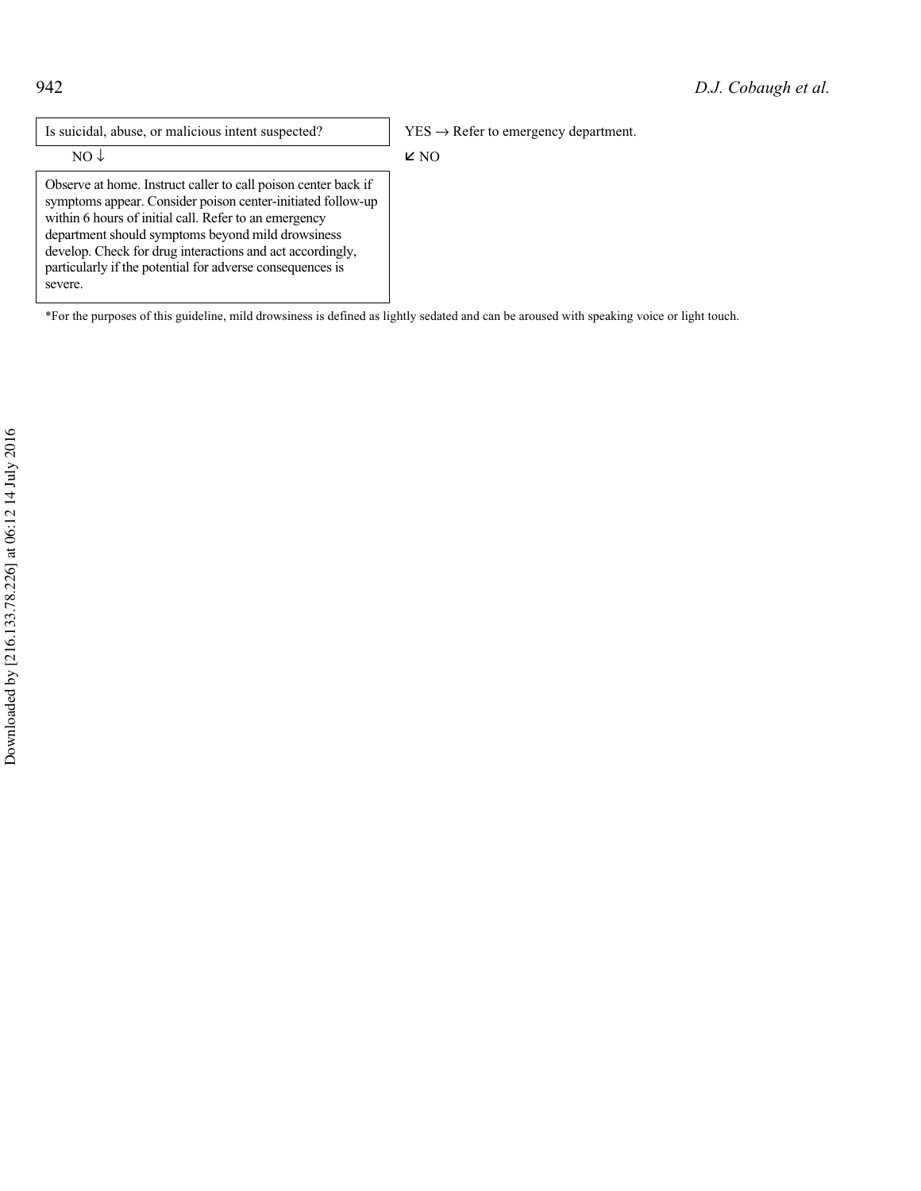Is suicidal, abuse, or malicious intent suspected?

YES → Refer to emergency department.

NO ↓

↙ NO

Observe at home. Instruct caller to call poison center back if symptoms appear. Consider poison center-initiated follow-up within 6 hours of initial call. Refer to an emergency department should symptoms beyond mild drowsiness develop. Check for drug interactions and act accordingly, particularly if the potential for adverse consequences is severe.

*For the purposes of this guideline, mild drowsiness is defined as lightly sedated and can be aroused with speaking voice or light touch.